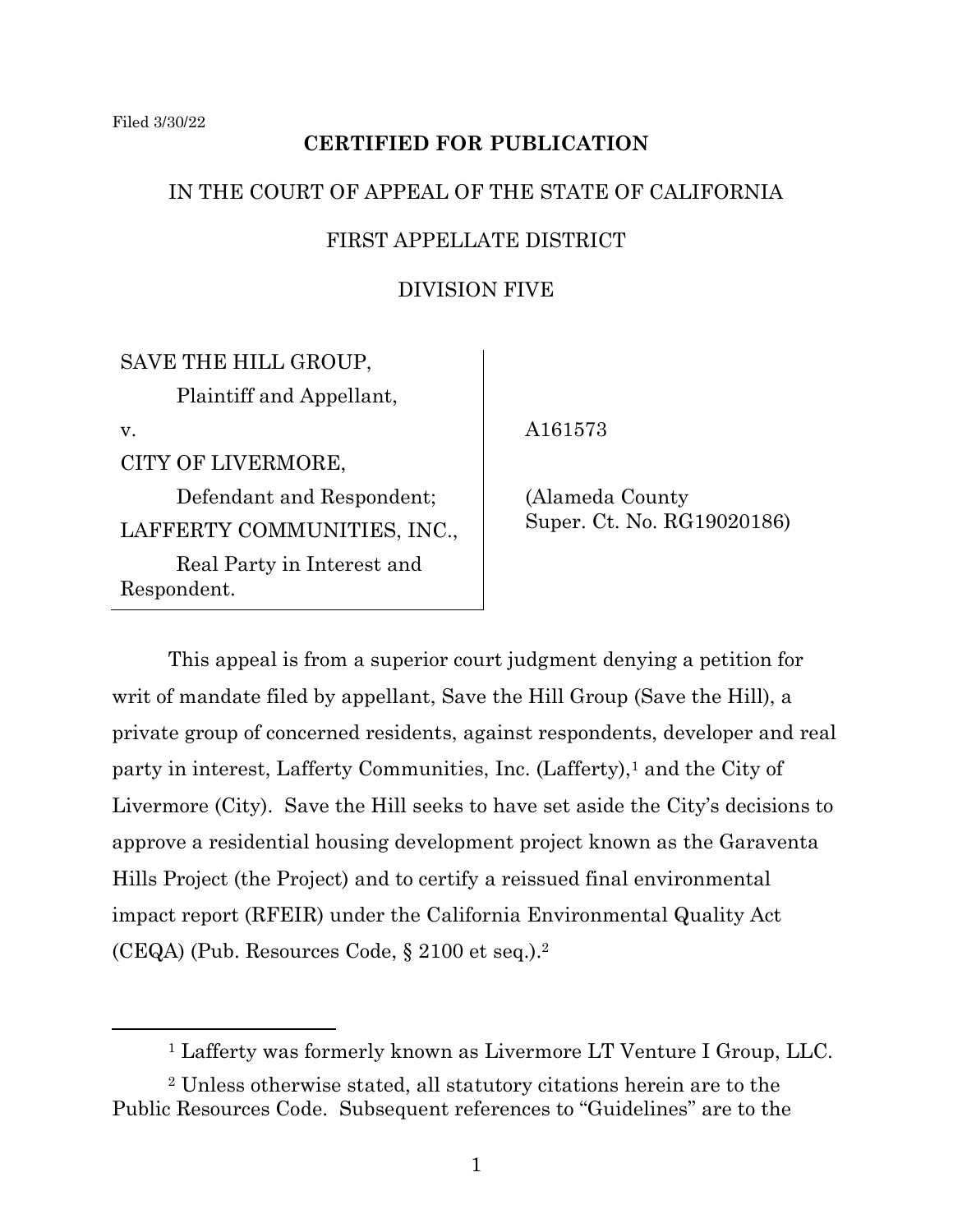Filed 3/30/22

**CERTIFIED FOR PUBLICATION**

IN THE COURT OF APPEAL OF THE STATE OF CALIFORNIA

FIRST APPELLATE DISTRICT

DIVISION FIVE

| | |
|---|---|
| SAVE THE HILL GROUP,<br>Plaintiff and Appellant,<br>v.<br>CITY OF LIVERMORE,<br>Defendant and Respondent;<br>LAFFERTY COMMUNITIES, INC.,<br>Real Party in Interest and Respondent. | A161573<br><br>(Alameda County Super. Ct. No. RG19020186) |

This appeal is from a superior court judgment denying a petition for writ of mandate filed by appellant, Save the Hill Group (Save the Hill), a private group of concerned residents, against respondents, developer and real party in interest, Lafferty Communities, Inc. (Lafferty),[1] and the City of Livermore (City). Save the Hill seeks to have set aside the City's decisions to approve a residential housing development project known as the Garaventa Hills Project (the Project) and to certify a reissued final environmental impact report (RFEIR) under the California Environmental Quality Act (CEQA) (Pub. Resources Code, § 2100 et seq.).[2]

---

[1] Lafferty was formerly known as Livermore LT Venture I Group, LLC.

[2] Unless otherwise stated, all statutory citations herein are to the Public Resources Code. Subsequent references to "Guidelines" are to the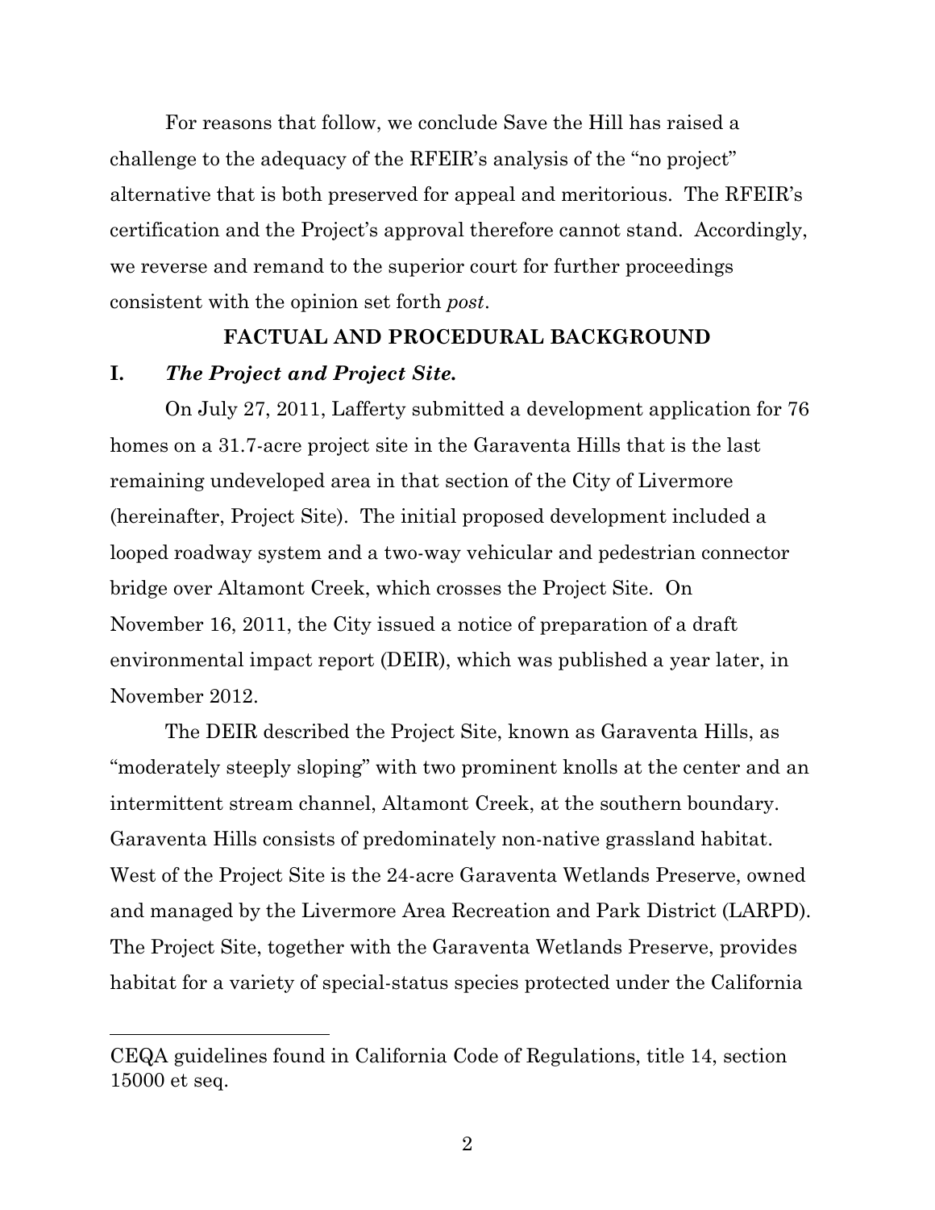For reasons that follow, we conclude Save the Hill has raised a challenge to the adequacy of the RFEIR's analysis of the "no project" alternative that is both preserved for appeal and meritorious. The RFEIR's certification and the Project's approval therefore cannot stand. Accordingly, we reverse and remand to the superior court for further proceedings consistent with the opinion set forth *post*.

## FACTUAL AND PROCEDURAL BACKGROUND

### I. *The Project and Project Site.*

On July 27, 2011, Lafferty submitted a development application for 76 homes on a 31.7-acre project site in the Garaventa Hills that is the last remaining undeveloped area in that section of the City of Livermore (hereinafter, Project Site). The initial proposed development included a looped roadway system and a two-way vehicular and pedestrian connector bridge over Altamont Creek, which crosses the Project Site. On November 16, 2011, the City issued a notice of preparation of a draft environmental impact report (DEIR), which was published a year later, in November 2012.

The DEIR described the Project Site, known as Garaventa Hills, as "moderately steeply sloping" with two prominent knolls at the center and an intermittent stream channel, Altamont Creek, at the southern boundary. Garaventa Hills consists of predominately non-native grassland habitat. West of the Project Site is the 24-acre Garaventa Wetlands Preserve, owned and managed by the Livermore Area Recreation and Park District (LARPD). The Project Site, together with the Garaventa Wetlands Preserve, provides habitat for a variety of special-status species protected under the California

---

CEQA guidelines found in California Code of Regulations, title 14, section 15000 et seq.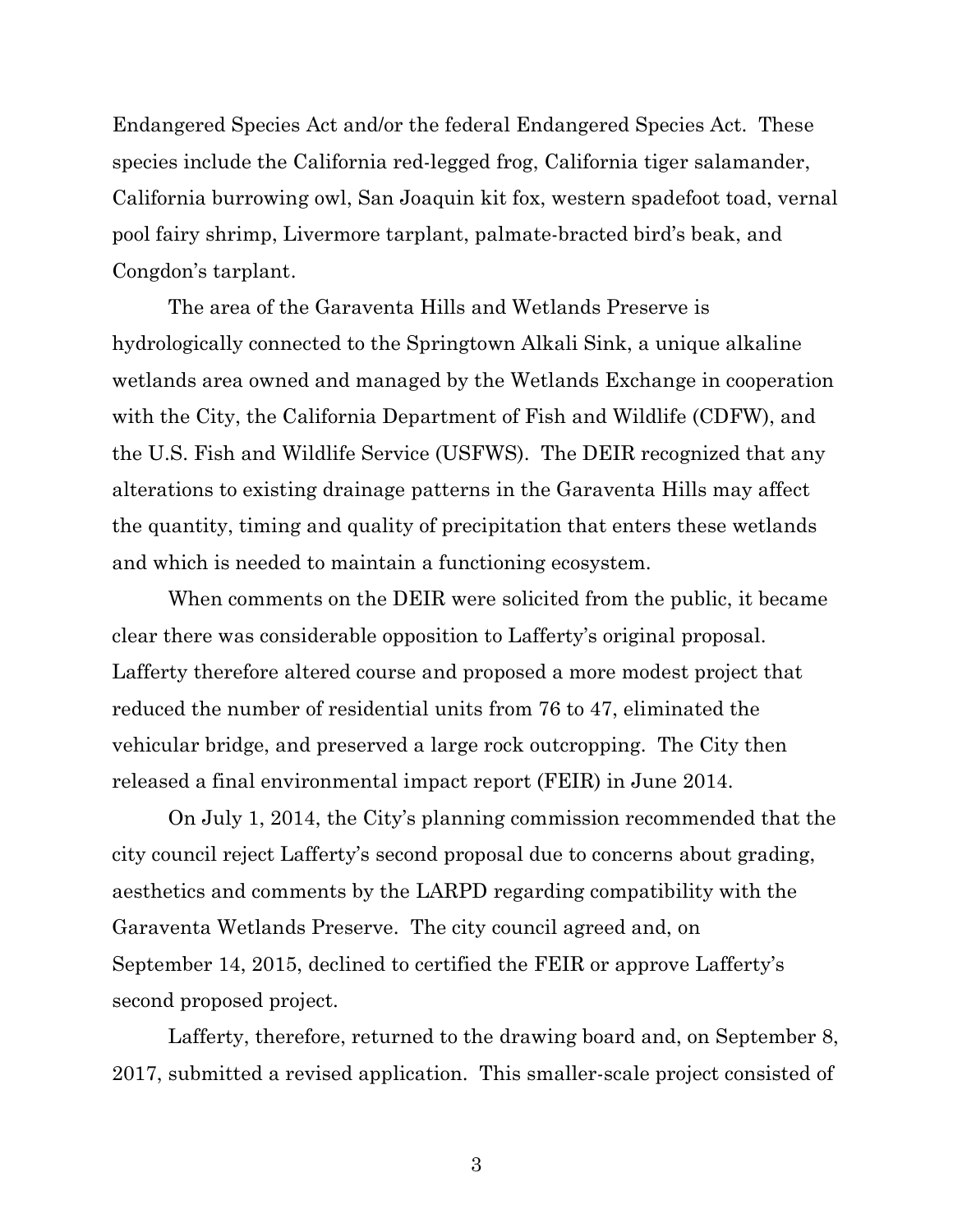Endangered Species Act and/or the federal Endangered Species Act. These species include the California red-legged frog, California tiger salamander, California burrowing owl, San Joaquin kit fox, western spadefoot toad, vernal pool fairy shrimp, Livermore tarplant, palmate-bracted bird's beak, and Congdon's tarplant.

The area of the Garaventa Hills and Wetlands Preserve is hydrologically connected to the Springtown Alkali Sink, a unique alkaline wetlands area owned and managed by the Wetlands Exchange in cooperation with the City, the California Department of Fish and Wildlife (CDFW), and the U.S. Fish and Wildlife Service (USFWS). The DEIR recognized that any alterations to existing drainage patterns in the Garaventa Hills may affect the quantity, timing and quality of precipitation that enters these wetlands and which is needed to maintain a functioning ecosystem.

When comments on the DEIR were solicited from the public, it became clear there was considerable opposition to Lafferty's original proposal. Lafferty therefore altered course and proposed a more modest project that reduced the number of residential units from 76 to 47, eliminated the vehicular bridge, and preserved a large rock outcropping. The City then released a final environmental impact report (FEIR) in June 2014.

On July 1, 2014, the City's planning commission recommended that the city council reject Lafferty's second proposal due to concerns about grading, aesthetics and comments by the LARPD regarding compatibility with the Garaventa Wetlands Preserve. The city council agreed and, on September 14, 2015, declined to certified the FEIR or approve Lafferty's second proposed project.

Lafferty, therefore, returned to the drawing board and, on September 8, 2017, submitted a revised application. This smaller-scale project consisted of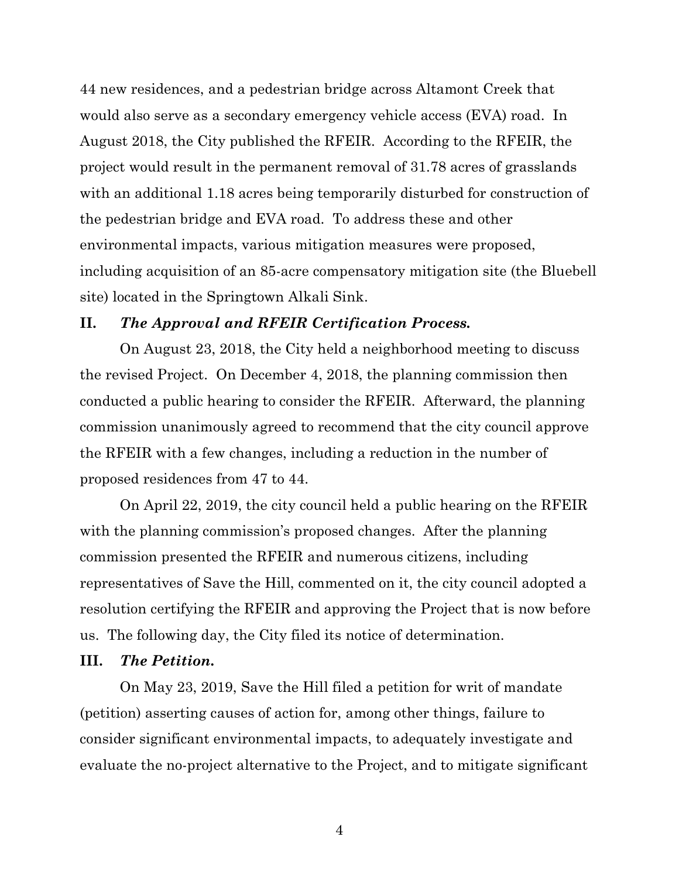44 new residences, and a pedestrian bridge across Altamont Creek that would also serve as a secondary emergency vehicle access (EVA) road. In August 2018, the City published the RFEIR. According to the RFEIR, the project would result in the permanent removal of 31.78 acres of grasslands with an additional 1.18 acres being temporarily disturbed for construction of the pedestrian bridge and EVA road. To address these and other environmental impacts, various mitigation measures were proposed, including acquisition of an 85-acre compensatory mitigation site (the Bluebell site) located in the Springtown Alkali Sink.

## II. *The Approval and RFEIR Certification Process.*

On August 23, 2018, the City held a neighborhood meeting to discuss the revised Project. On December 4, 2018, the planning commission then conducted a public hearing to consider the RFEIR. Afterward, the planning commission unanimously agreed to recommend that the city council approve the RFEIR with a few changes, including a reduction in the number of proposed residences from 47 to 44.

On April 22, 2019, the city council held a public hearing on the RFEIR with the planning commission's proposed changes. After the planning commission presented the RFEIR and numerous citizens, including representatives of Save the Hill, commented on it, the city council adopted a resolution certifying the RFEIR and approving the Project that is now before us. The following day, the City filed its notice of determination.

## III. *The Petition.*

On May 23, 2019, Save the Hill filed a petition for writ of mandate (petition) asserting causes of action for, among other things, failure to consider significant environmental impacts, to adequately investigate and evaluate the no-project alternative to the Project, and to mitigate significant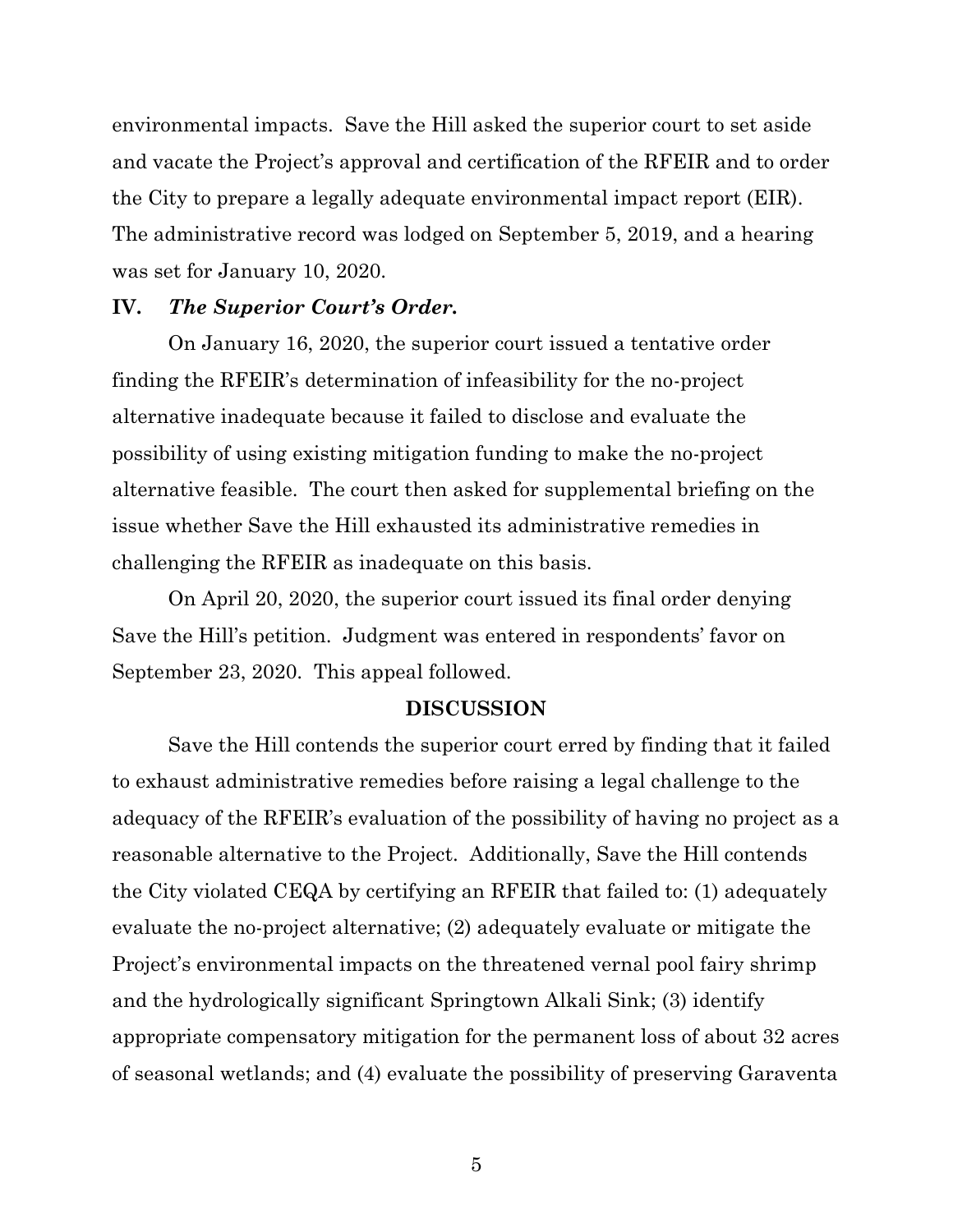environmental impacts. Save the Hill asked the superior court to set aside and vacate the Project's approval and certification of the RFEIR and to order the City to prepare a legally adequate environmental impact report (EIR). The administrative record was lodged on September 5, 2019, and a hearing was set for January 10, 2020.

## IV. *The Superior Court's Order.*

On January 16, 2020, the superior court issued a tentative order finding the RFEIR's determination of infeasibility for the no-project alternative inadequate because it failed to disclose and evaluate the possibility of using existing mitigation funding to make the no-project alternative feasible. The court then asked for supplemental briefing on the issue whether Save the Hill exhausted its administrative remedies in challenging the RFEIR as inadequate on this basis.

On April 20, 2020, the superior court issued its final order denying Save the Hill's petition. Judgment was entered in respondents' favor on September 23, 2020. This appeal followed.

## DISCUSSION

Save the Hill contends the superior court erred by finding that it failed to exhaust administrative remedies before raising a legal challenge to the adequacy of the RFEIR's evaluation of the possibility of having no project as a reasonable alternative to the Project. Additionally, Save the Hill contends the City violated CEQA by certifying an RFEIR that failed to: (1) adequately evaluate the no-project alternative; (2) adequately evaluate or mitigate the Project's environmental impacts on the threatened vernal pool fairy shrimp and the hydrologically significant Springtown Alkali Sink; (3) identify appropriate compensatory mitigation for the permanent loss of about 32 acres of seasonal wetlands; and (4) evaluate the possibility of preserving Garaventa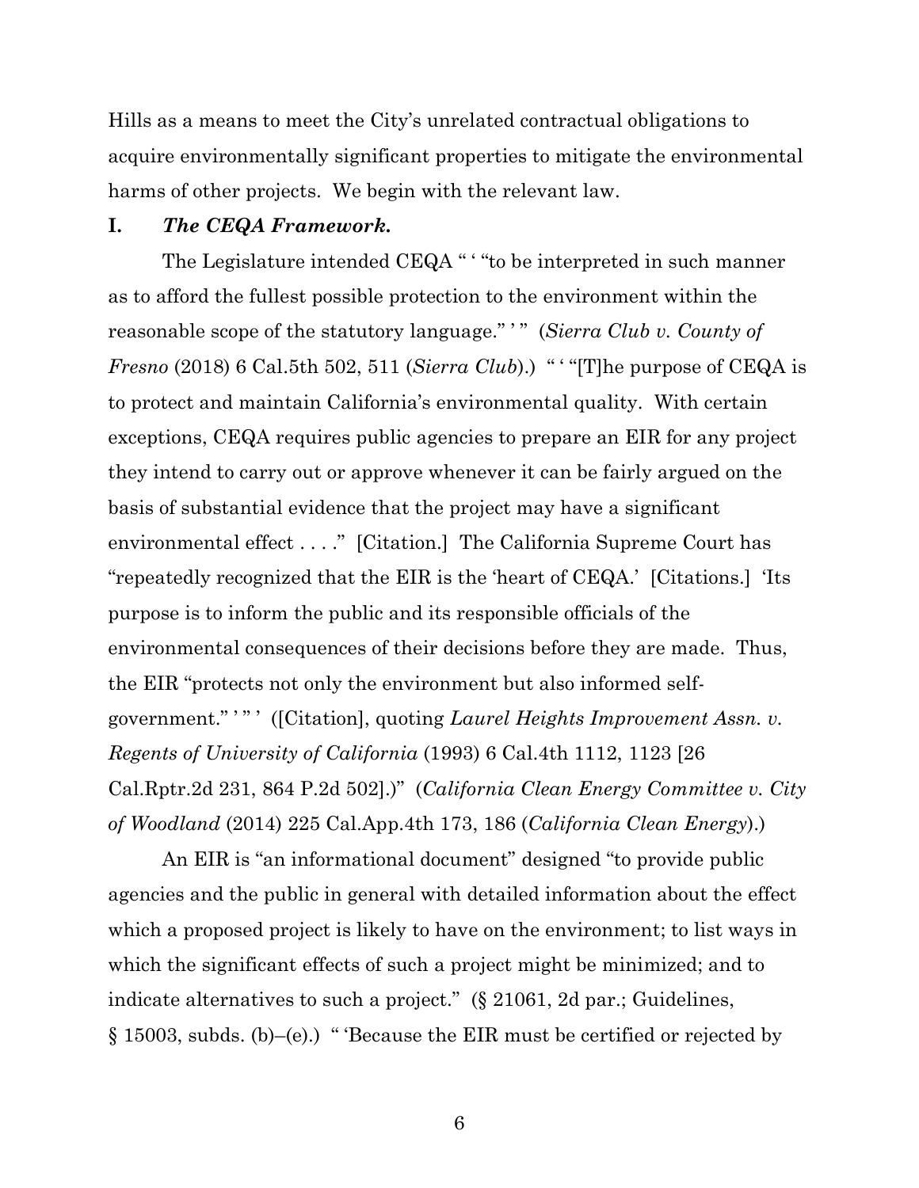Hills as a means to meet the City's unrelated contractual obligations to acquire environmentally significant properties to mitigate the environmental harms of other projects. We begin with the relevant law.

## I. *The CEQA Framework.*

The Legislature intended CEQA " ' "to be interpreted in such manner as to afford the fullest possible protection to the environment within the reasonable scope of the statutory language." ' " (*Sierra Club v. County of Fresno* (2018) 6 Cal.5th 502, 511 (*Sierra Club*).) " ' "[T]he purpose of CEQA is to protect and maintain California's environmental quality. With certain exceptions, CEQA requires public agencies to prepare an EIR for any project they intend to carry out or approve whenever it can be fairly argued on the basis of substantial evidence that the project may have a significant environmental effect . . . ." [Citation.] The California Supreme Court has "repeatedly recognized that the EIR is the 'heart of CEQA.' [Citations.] 'Its purpose is to inform the public and its responsible officials of the environmental consequences of their decisions before they are made. Thus, the EIR "protects not only the environment but also informed self-government." ' " ' ([Citation], quoting *Laurel Heights Improvement Assn. v. Regents of University of California* (1993) 6 Cal.4th 1112, 1123 [26 Cal.Rptr.2d 231, 864 P.2d 502].)" (*California Clean Energy Committee v. City of Woodland* (2014) 225 Cal.App.4th 173, 186 (*California Clean Energy*).)

An EIR is "an informational document" designed "to provide public agencies and the public in general with detailed information about the effect which a proposed project is likely to have on the environment; to list ways in which the significant effects of such a project might be minimized; and to indicate alternatives to such a project." (§ 21061, 2d par.; Guidelines, § 15003, subds. (b)–(e).) " 'Because the EIR must be certified or rejected by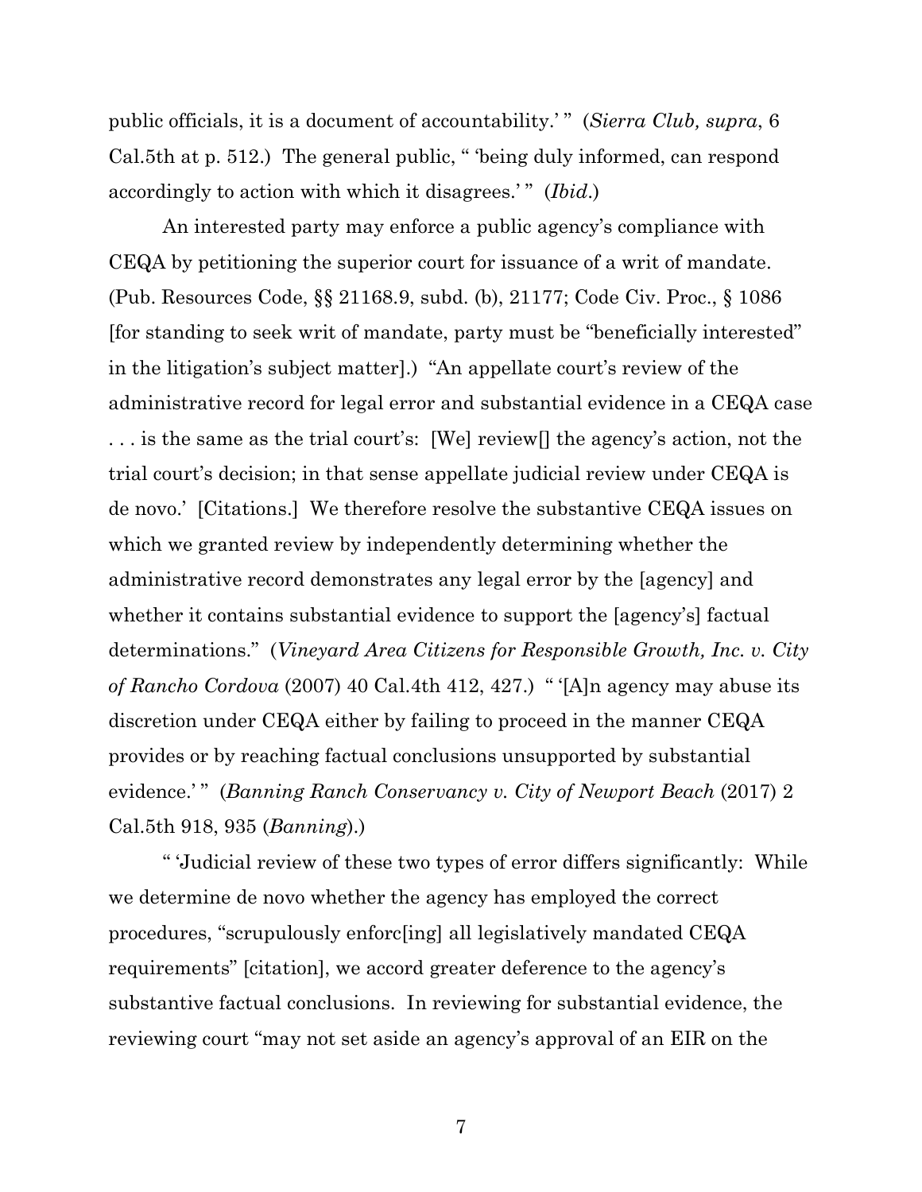public officials, it is a document of accountability.' " (*Sierra Club, supra*, 6 Cal.5th at p. 512.) The general public, " 'being duly informed, can respond accordingly to action with which it disagrees.' " (*Ibid*.)

An interested party may enforce a public agency's compliance with CEQA by petitioning the superior court for issuance of a writ of mandate. (Pub. Resources Code, §§ 21168.9, subd. (b), 21177; Code Civ. Proc., § 1086 [for standing to seek writ of mandate, party must be "beneficially interested" in the litigation's subject matter].) "An appellate court's review of the administrative record for legal error and substantial evidence in a CEQA case . . . is the same as the trial court's: [We] review[] the agency's action, not the trial court's decision; in that sense appellate judicial review under CEQA is de novo.' [Citations.] We therefore resolve the substantive CEQA issues on which we granted review by independently determining whether the administrative record demonstrates any legal error by the [agency] and whether it contains substantial evidence to support the [agency's] factual determinations." (*Vineyard Area Citizens for Responsible Growth, Inc. v. City of Rancho Cordova* (2007) 40 Cal.4th 412, 427.) " '[A]n agency may abuse its discretion under CEQA either by failing to proceed in the manner CEQA provides or by reaching factual conclusions unsupported by substantial evidence.' " (*Banning Ranch Conservancy v. City of Newport Beach* (2017) 2 Cal.5th 918, 935 (*Banning*).)

" 'Judicial review of these two types of error differs significantly: While we determine de novo whether the agency has employed the correct procedures, "scrupulously enforc[ing] all legislatively mandated CEQA requirements" [citation], we accord greater deference to the agency's substantive factual conclusions. In reviewing for substantial evidence, the reviewing court "may not set aside an agency's approval of an EIR on the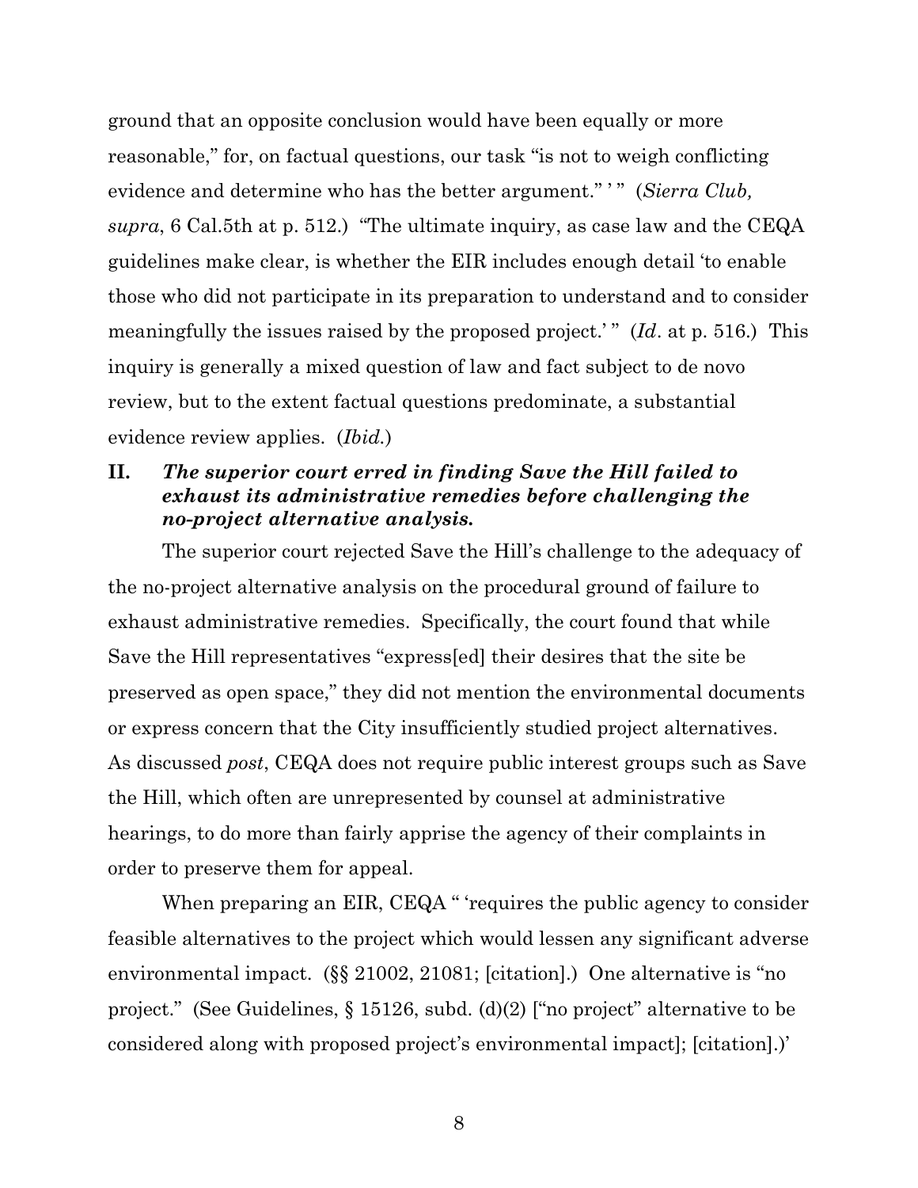ground that an opposite conclusion would have been equally or more reasonable," for, on factual questions, our task "is not to weigh conflicting evidence and determine who has the better argument." ' " (*Sierra Club, supra*, 6 Cal.5th at p. 512.) "The ultimate inquiry, as case law and the CEQA guidelines make clear, is whether the EIR includes enough detail 'to enable those who did not participate in its preparation to understand and to consider meaningfully the issues raised by the proposed project.' " (*Id*. at p. 516.) This inquiry is generally a mixed question of law and fact subject to de novo review, but to the extent factual questions predominate, a substantial evidence review applies. (*Ibid.*)

## II. *The superior court erred in finding Save the Hill failed to exhaust its administrative remedies before challenging the no-project alternative analysis.*

The superior court rejected Save the Hill's challenge to the adequacy of the no-project alternative analysis on the procedural ground of failure to exhaust administrative remedies. Specifically, the court found that while Save the Hill representatives "express[ed] their desires that the site be preserved as open space," they did not mention the environmental documents or express concern that the City insufficiently studied project alternatives. As discussed *post*, CEQA does not require public interest groups such as Save the Hill, which often are unrepresented by counsel at administrative hearings, to do more than fairly apprise the agency of their complaints in order to preserve them for appeal.

When preparing an EIR, CEQA " 'requires the public agency to consider feasible alternatives to the project which would lessen any significant adverse environmental impact. (§§ 21002, 21081; [citation].) One alternative is "no project." (See Guidelines, § 15126, subd. (d)(2) ["no project" alternative to be considered along with proposed project's environmental impact]; [citation].)'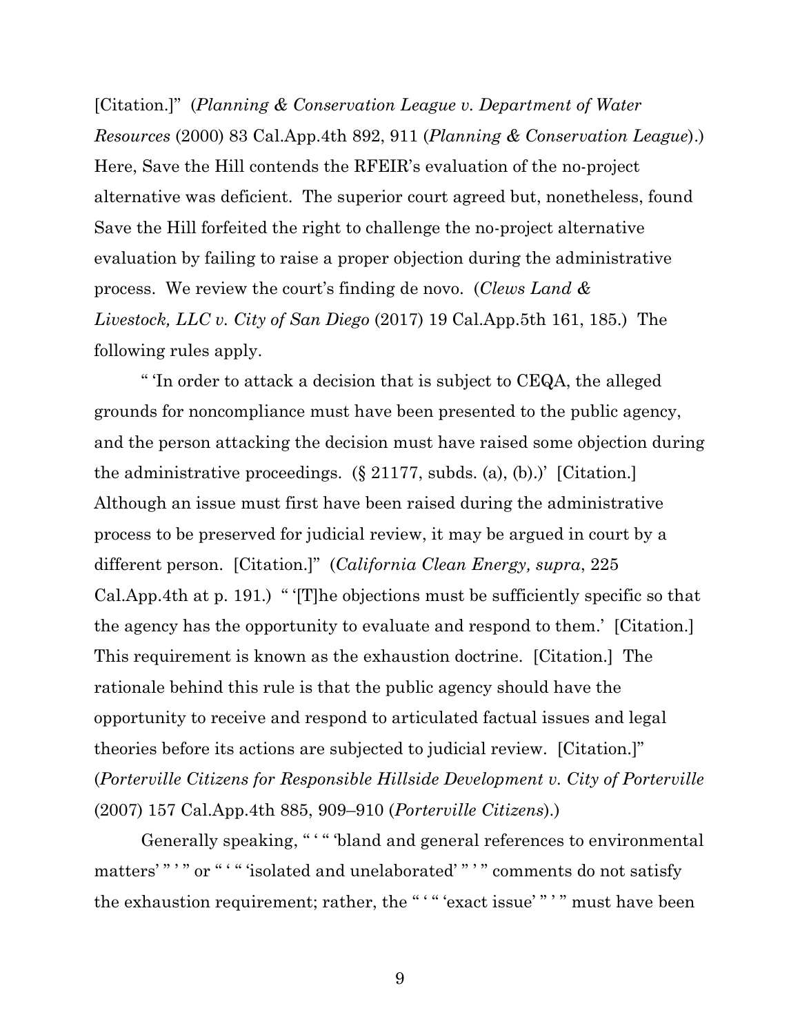[Citation.]" (*Planning & Conservation League v. Department of Water Resources* (2000) 83 Cal.App.4th 892, 911 (*Planning & Conservation League*).) Here, Save the Hill contends the RFEIR's evaluation of the no-project alternative was deficient. The superior court agreed but, nonetheless, found Save the Hill forfeited the right to challenge the no-project alternative evaluation by failing to raise a proper objection during the administrative process. We review the court's finding de novo. (*Clews Land & Livestock, LLC v. City of San Diego* (2017) 19 Cal.App.5th 161, 185.) The following rules apply.

" 'In order to attack a decision that is subject to CEQA, the alleged grounds for noncompliance must have been presented to the public agency, and the person attacking the decision must have raised some objection during the administrative proceedings. (§ 21177, subds. (a), (b).)' [Citation.] Although an issue must first have been raised during the administrative process to be preserved for judicial review, it may be argued in court by a different person. [Citation.]" (*California Clean Energy, supra*, 225 Cal.App.4th at p. 191.) " '[T]he objections must be sufficiently specific so that the agency has the opportunity to evaluate and respond to them.' [Citation.] This requirement is known as the exhaustion doctrine. [Citation.] The rationale behind this rule is that the public agency should have the opportunity to receive and respond to articulated factual issues and legal theories before its actions are subjected to judicial review. [Citation.]" (*Porterville Citizens for Responsible Hillside Development v. City of Porterville* (2007) 157 Cal.App.4th 885, 909–910 (*Porterville Citizens*).)

Generally speaking, " ' " 'bland and general references to environmental matters' " ' " or " ' " 'isolated and unelaborated' " ' " comments do not satisfy the exhaustion requirement; rather, the " ' " 'exact issue' " ' " must have been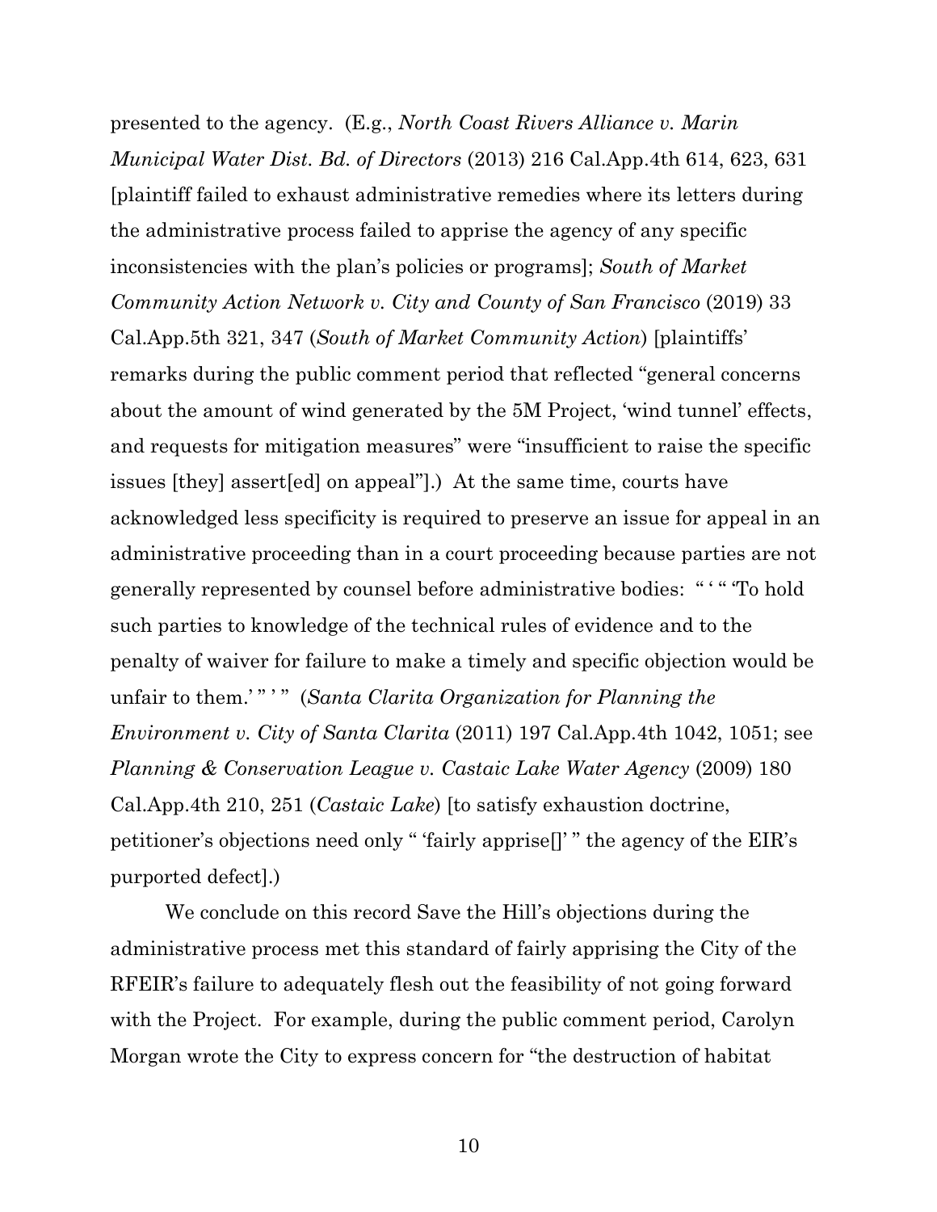presented to the agency. (E.g., *North Coast Rivers Alliance v. Marin Municipal Water Dist. Bd. of Directors* (2013) 216 Cal.App.4th 614, 623, 631 [plaintiff failed to exhaust administrative remedies where its letters during the administrative process failed to apprise the agency of any specific inconsistencies with the plan's policies or programs]; *South of Market Community Action Network v. City and County of San Francisco* (2019) 33 Cal.App.5th 321, 347 (*South of Market Community Action*) [plaintiffs' remarks during the public comment period that reflected "general concerns about the amount of wind generated by the 5M Project, 'wind tunnel' effects, and requests for mitigation measures" were "insufficient to raise the specific issues [they] assert[ed] on appeal"].) At the same time, courts have acknowledged less specificity is required to preserve an issue for appeal in an administrative proceeding than in a court proceeding because parties are not generally represented by counsel before administrative bodies: " ' " 'To hold such parties to knowledge of the technical rules of evidence and to the penalty of waiver for failure to make a timely and specific objection would be unfair to them.' " ' " (*Santa Clarita Organization for Planning the Environment v. City of Santa Clarita* (2011) 197 Cal.App.4th 1042, 1051; see *Planning & Conservation League v. Castaic Lake Water Agency* (2009) 180 Cal.App.4th 210, 251 (*Castaic Lake*) [to satisfy exhaustion doctrine, petitioner's objections need only " 'fairly apprise[]' " the agency of the EIR's purported defect].)

We conclude on this record Save the Hill's objections during the administrative process met this standard of fairly apprising the City of the RFEIR's failure to adequately flesh out the feasibility of not going forward with the Project. For example, during the public comment period, Carolyn Morgan wrote the City to express concern for "the destruction of habitat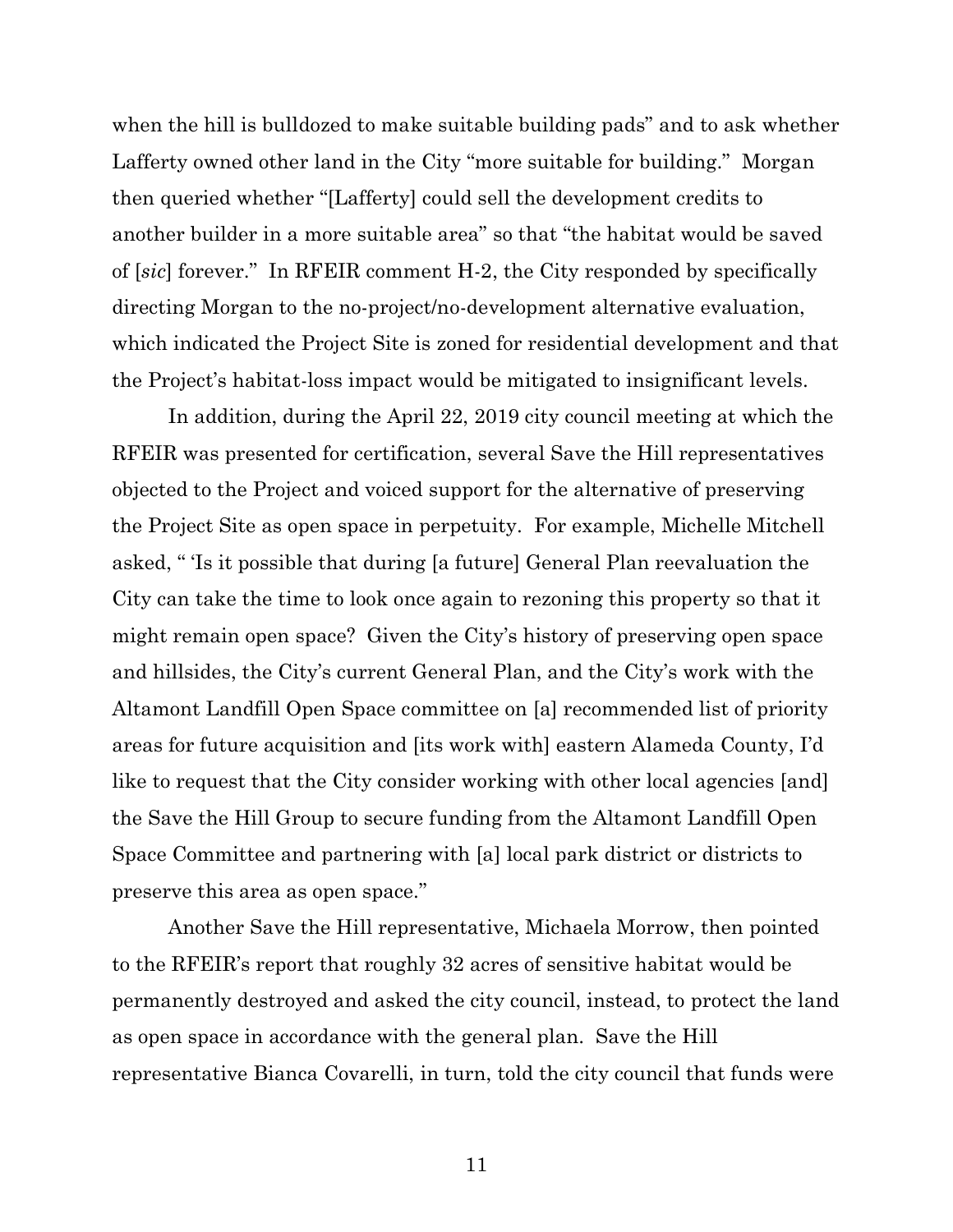when the hill is bulldozed to make suitable building pads" and to ask whether Lafferty owned other land in the City "more suitable for building." Morgan then queried whether "[Lafferty] could sell the development credits to another builder in a more suitable area" so that "the habitat would be saved of [*sic*] forever." In RFEIR comment H-2, the City responded by specifically directing Morgan to the no-project/no-development alternative evaluation, which indicated the Project Site is zoned for residential development and that the Project's habitat-loss impact would be mitigated to insignificant levels.

In addition, during the April 22, 2019 city council meeting at which the RFEIR was presented for certification, several Save the Hill representatives objected to the Project and voiced support for the alternative of preserving the Project Site as open space in perpetuity. For example, Michelle Mitchell asked, " 'Is it possible that during [a future] General Plan reevaluation the City can take the time to look once again to rezoning this property so that it might remain open space? Given the City's history of preserving open space and hillsides, the City's current General Plan, and the City's work with the Altamont Landfill Open Space committee on [a] recommended list of priority areas for future acquisition and [its work with] eastern Alameda County, I'd like to request that the City consider working with other local agencies [and] the Save the Hill Group to secure funding from the Altamont Landfill Open Space Committee and partnering with [a] local park district or districts to preserve this area as open space."

Another Save the Hill representative, Michaela Morrow, then pointed to the RFEIR's report that roughly 32 acres of sensitive habitat would be permanently destroyed and asked the city council, instead, to protect the land as open space in accordance with the general plan. Save the Hill representative Bianca Covarelli, in turn, told the city council that funds were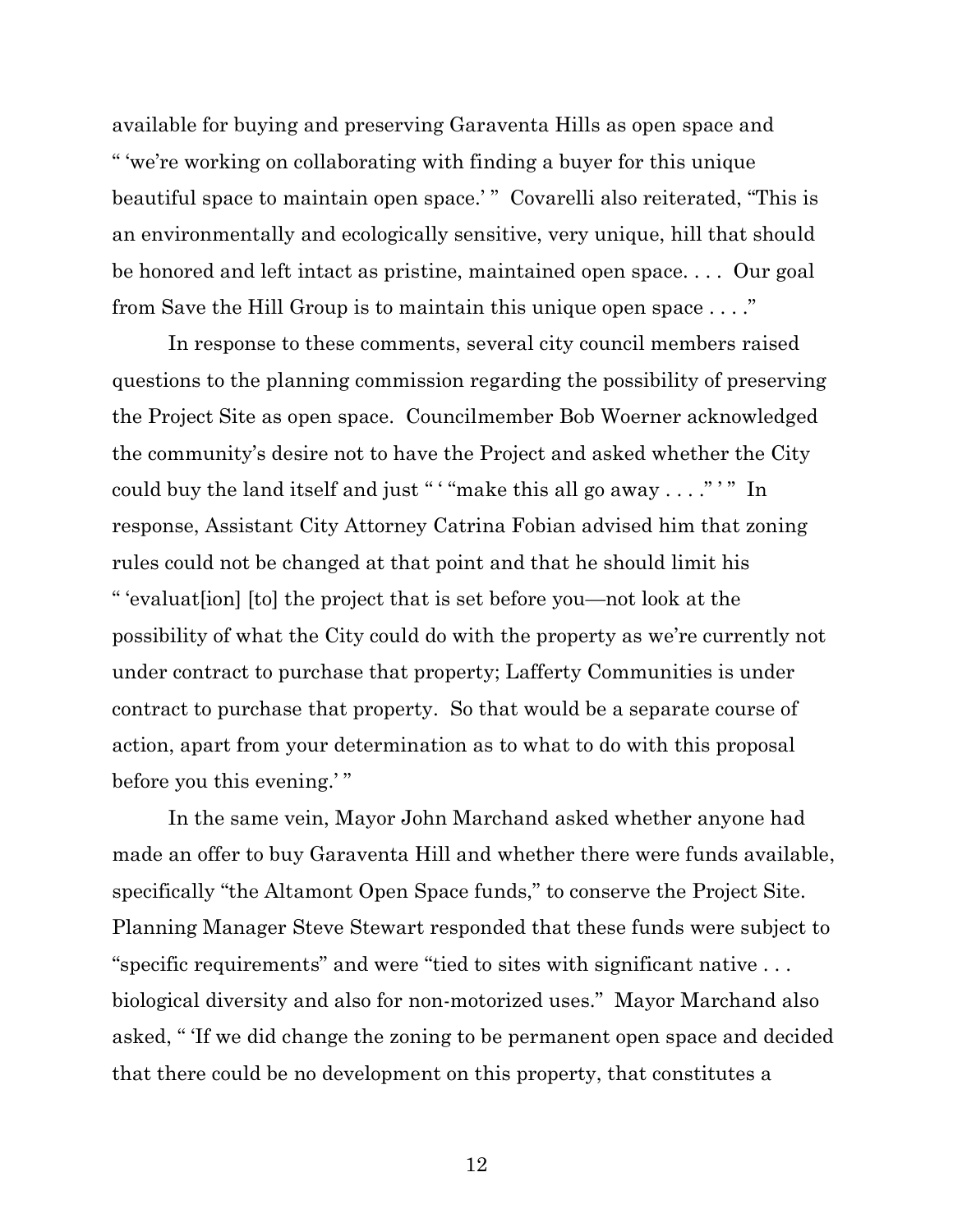available for buying and preserving Garaventa Hills as open space and " 'we're working on collaborating with finding a buyer for this unique beautiful space to maintain open space.' " Covarelli also reiterated, "This is an environmentally and ecologically sensitive, very unique, hill that should be honored and left intact as pristine, maintained open space. . . . Our goal from Save the Hill Group is to maintain this unique open space . . . ."

In response to these comments, several city council members raised questions to the planning commission regarding the possibility of preserving the Project Site as open space. Councilmember Bob Woerner acknowledged the community's desire not to have the Project and asked whether the City could buy the land itself and just " ' "make this all go away . . . ." ' " In response, Assistant City Attorney Catrina Fobian advised him that zoning rules could not be changed at that point and that he should limit his " 'evaluat[ion] [to] the project that is set before you—not look at the possibility of what the City could do with the property as we're currently not under contract to purchase that property; Lafferty Communities is under contract to purchase that property. So that would be a separate course of action, apart from your determination as to what to do with this proposal before you this evening.' "

In the same vein, Mayor John Marchand asked whether anyone had made an offer to buy Garaventa Hill and whether there were funds available, specifically "the Altamont Open Space funds," to conserve the Project Site. Planning Manager Steve Stewart responded that these funds were subject to "specific requirements" and were "tied to sites with significant native . . . biological diversity and also for non-motorized uses." Mayor Marchand also asked, " 'If we did change the zoning to be permanent open space and decided that there could be no development on this property, that constitutes a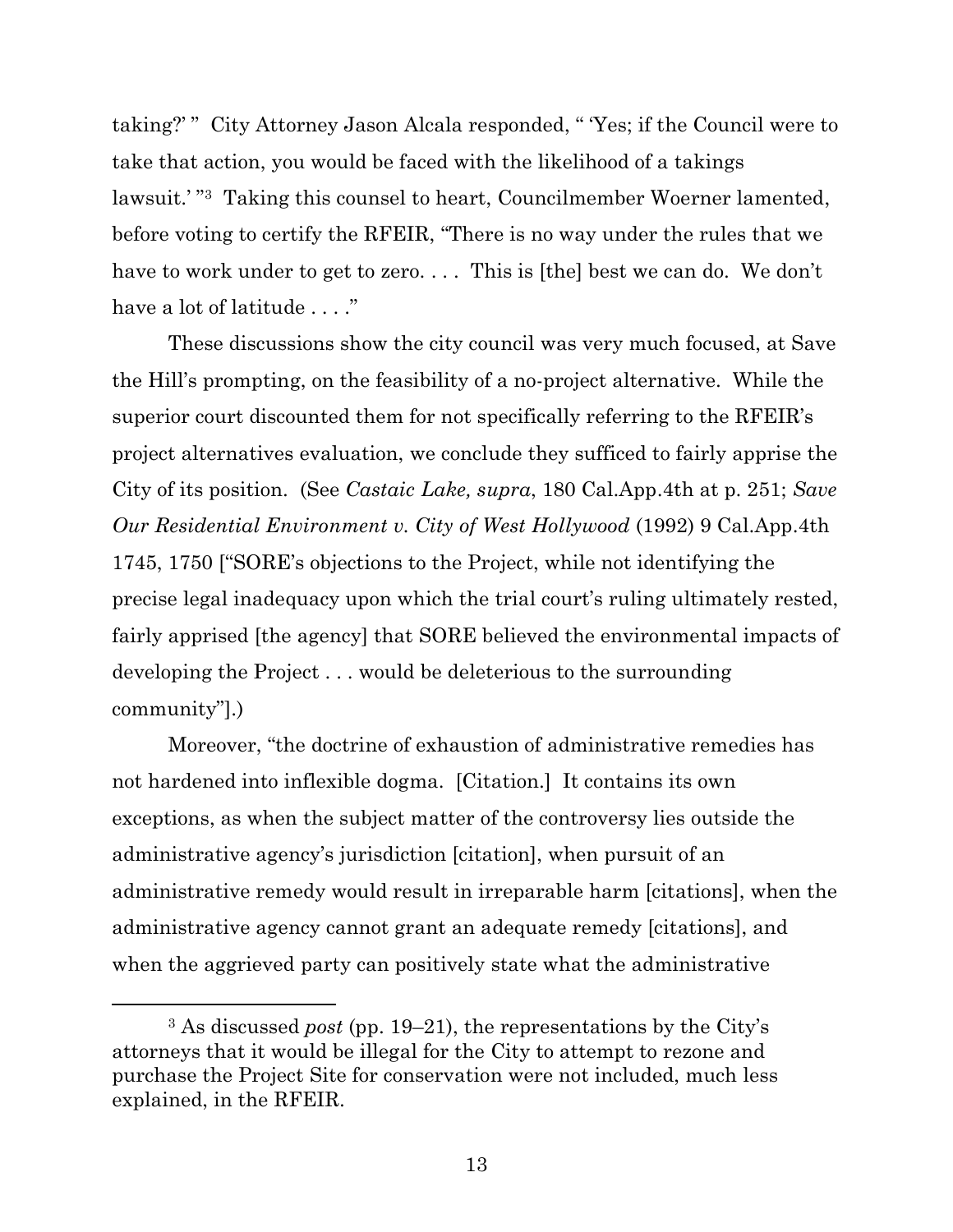taking?' " City Attorney Jason Alcala responded, " 'Yes; if the Council were to take that action, you would be faced with the likelihood of a takings lawsuit.' "[3] Taking this counsel to heart, Councilmember Woerner lamented, before voting to certify the RFEIR, "There is no way under the rules that we have to work under to get to zero. . . . This is [the] best we can do. We don't have a lot of latitude . . . ."

These discussions show the city council was very much focused, at Save the Hill's prompting, on the feasibility of a no-project alternative. While the superior court discounted them for not specifically referring to the RFEIR's project alternatives evaluation, we conclude they sufficed to fairly apprise the City of its position. (See *Castaic Lake, supra*, 180 Cal.App.4th at p. 251; *Save Our Residential Environment v. City of West Hollywood* (1992) 9 Cal.App.4th 1745, 1750 ["SORE's objections to the Project, while not identifying the precise legal inadequacy upon which the trial court's ruling ultimately rested, fairly apprised [the agency] that SORE believed the environmental impacts of developing the Project . . . would be deleterious to the surrounding community"].)

Moreover, "the doctrine of exhaustion of administrative remedies has not hardened into inflexible dogma. [Citation.] It contains its own exceptions, as when the subject matter of the controversy lies outside the administrative agency's jurisdiction [citation], when pursuit of an administrative remedy would result in irreparable harm [citations], when the administrative agency cannot grant an adequate remedy [citations], and when the aggrieved party can positively state what the administrative

---

[3] As discussed *post* (pp. 19–21), the representations by the City's attorneys that it would be illegal for the City to attempt to rezone and purchase the Project Site for conservation were not included, much less explained, in the RFEIR.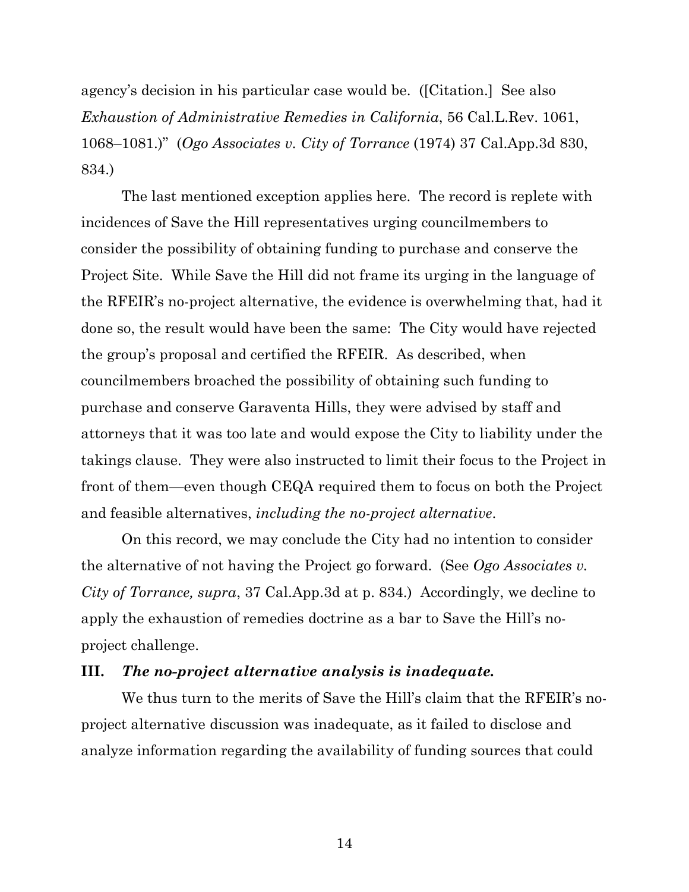agency's decision in his particular case would be. ([Citation.] See also *Exhaustion of Administrative Remedies in California*, 56 Cal.L.Rev. 1061, 1068–1081.)" (*Ogo Associates v. City of Torrance* (1974) 37 Cal.App.3d 830, 834.)

The last mentioned exception applies here. The record is replete with incidences of Save the Hill representatives urging councilmembers to consider the possibility of obtaining funding to purchase and conserve the Project Site. While Save the Hill did not frame its urging in the language of the RFEIR's no-project alternative, the evidence is overwhelming that, had it done so, the result would have been the same: The City would have rejected the group's proposal and certified the RFEIR. As described, when councilmembers broached the possibility of obtaining such funding to purchase and conserve Garaventa Hills, they were advised by staff and attorneys that it was too late and would expose the City to liability under the takings clause. They were also instructed to limit their focus to the Project in front of them—even though CEQA required them to focus on both the Project and feasible alternatives, *including the no-project alternative*.

On this record, we may conclude the City had no intention to consider the alternative of not having the Project go forward. (See *Ogo Associates v. City of Torrance, supra*, 37 Cal.App.3d at p. 834.) Accordingly, we decline to apply the exhaustion of remedies doctrine as a bar to Save the Hill's no-project challenge.

### III. *The no-project alternative analysis is inadequate.*

We thus turn to the merits of Save the Hill's claim that the RFEIR's no-project alternative discussion was inadequate, as it failed to disclose and analyze information regarding the availability of funding sources that could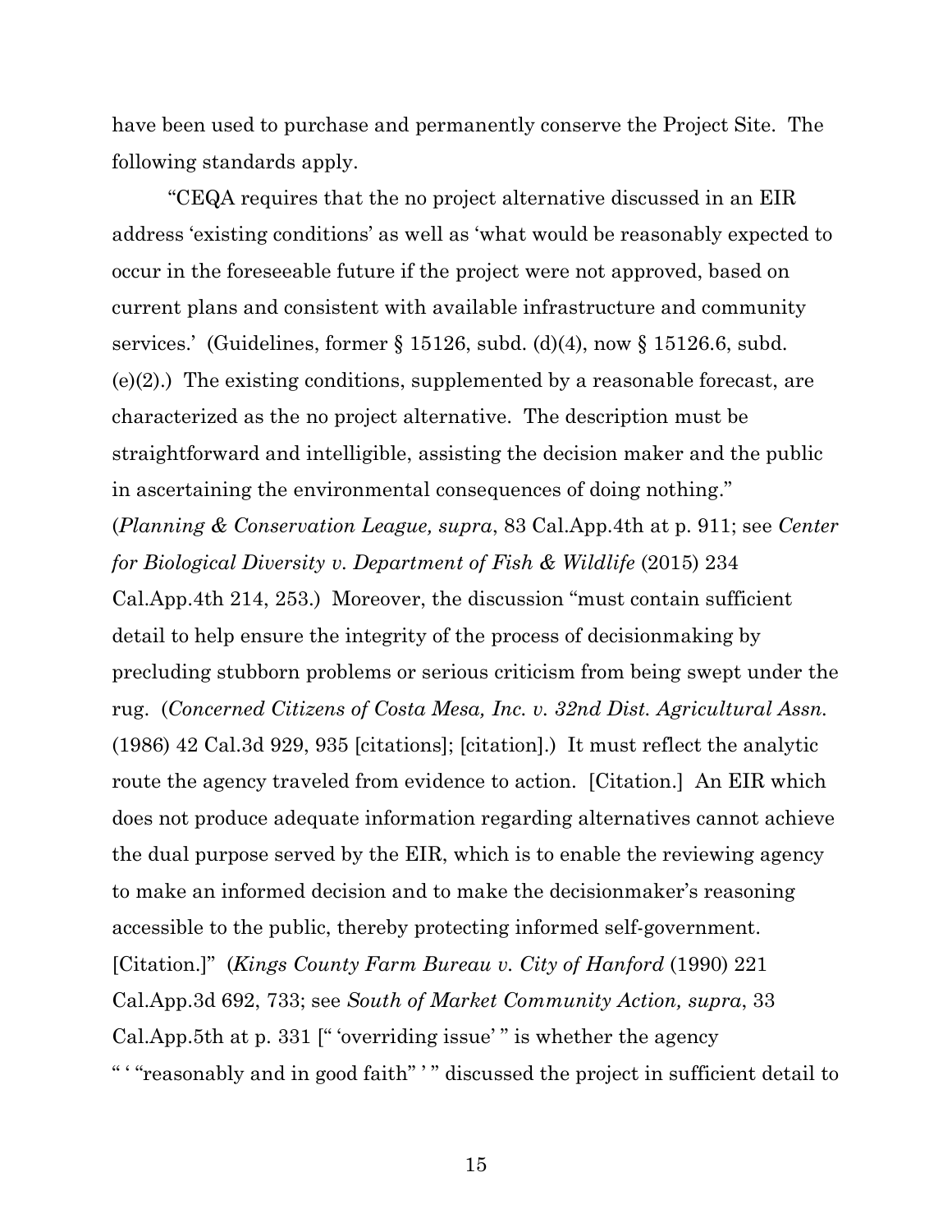have been used to purchase and permanently conserve the Project Site. The following standards apply.

"CEQA requires that the no project alternative discussed in an EIR address 'existing conditions' as well as 'what would be reasonably expected to occur in the foreseeable future if the project were not approved, based on current plans and consistent with available infrastructure and community services.' (Guidelines, former § 15126, subd. (d)(4), now § 15126.6, subd. (e)(2).) The existing conditions, supplemented by a reasonable forecast, are characterized as the no project alternative. The description must be straightforward and intelligible, assisting the decision maker and the public in ascertaining the environmental consequences of doing nothing." (*Planning & Conservation League, supra*, 83 Cal.App.4th at p. 911; see *Center for Biological Diversity v. Department of Fish & Wildlife* (2015) 234 Cal.App.4th 214, 253.) Moreover, the discussion "must contain sufficient detail to help ensure the integrity of the process of decisionmaking by precluding stubborn problems or serious criticism from being swept under the rug. (*Concerned Citizens of Costa Mesa, Inc. v. 32nd Dist. Agricultural Assn.* (1986) 42 Cal.3d 929, 935 [citations]; [citation].) It must reflect the analytic route the agency traveled from evidence to action. [Citation.] An EIR which does not produce adequate information regarding alternatives cannot achieve the dual purpose served by the EIR, which is to enable the reviewing agency to make an informed decision and to make the decisionmaker's reasoning accessible to the public, thereby protecting informed self-government. [Citation.]" (*Kings County Farm Bureau v. City of Hanford* (1990) 221 Cal.App.3d 692, 733; see *South of Market Community Action, supra*, 33 Cal.App.5th at p. 331 [" 'overriding issue' " is whether the agency " ' "reasonably and in good faith" ' " discussed the project in sufficient detail to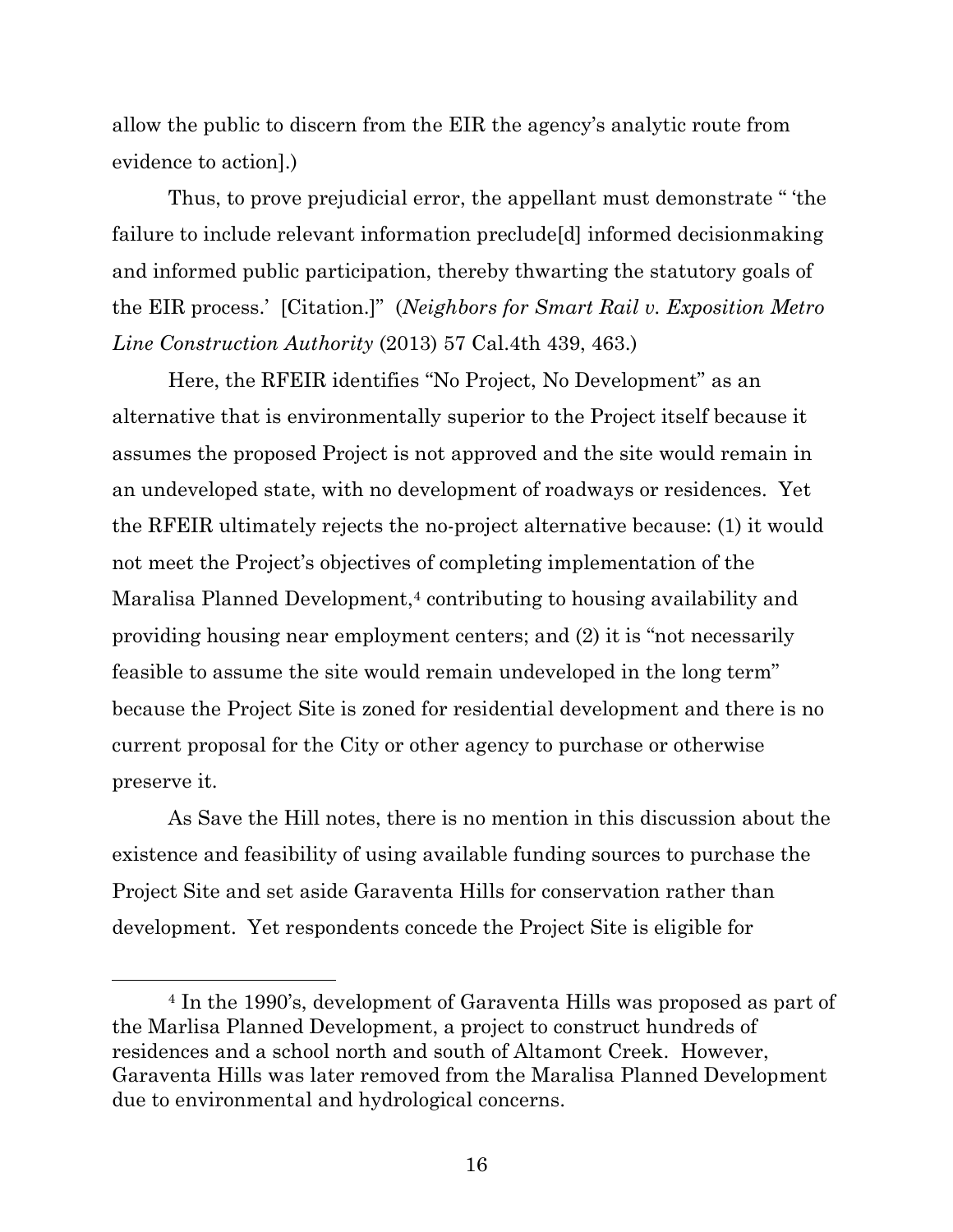allow the public to discern from the EIR the agency's analytic route from evidence to action].)

Thus, to prove prejudicial error, the appellant must demonstrate " 'the failure to include relevant information preclude[d] informed decisionmaking and informed public participation, thereby thwarting the statutory goals of the EIR process.' [Citation.]" (*Neighbors for Smart Rail v. Exposition Metro Line Construction Authority* (2013) 57 Cal.4th 439, 463.)

Here, the RFEIR identifies "No Project, No Development" as an alternative that is environmentally superior to the Project itself because it assumes the proposed Project is not approved and the site would remain in an undeveloped state, with no development of roadways or residences. Yet the RFEIR ultimately rejects the no-project alternative because: (1) it would not meet the Project's objectives of completing implementation of the Maralisa Planned Development,[4] contributing to housing availability and providing housing near employment centers; and (2) it is "not necessarily feasible to assume the site would remain undeveloped in the long term" because the Project Site is zoned for residential development and there is no current proposal for the City or other agency to purchase or otherwise preserve it.

As Save the Hill notes, there is no mention in this discussion about the existence and feasibility of using available funding sources to purchase the Project Site and set aside Garaventa Hills for conservation rather than development. Yet respondents concede the Project Site is eligible for

---

[4] In the 1990's, development of Garaventa Hills was proposed as part of the Marlisa Planned Development, a project to construct hundreds of residences and a school north and south of Altamont Creek. However, Garaventa Hills was later removed from the Maralisa Planned Development due to environmental and hydrological concerns.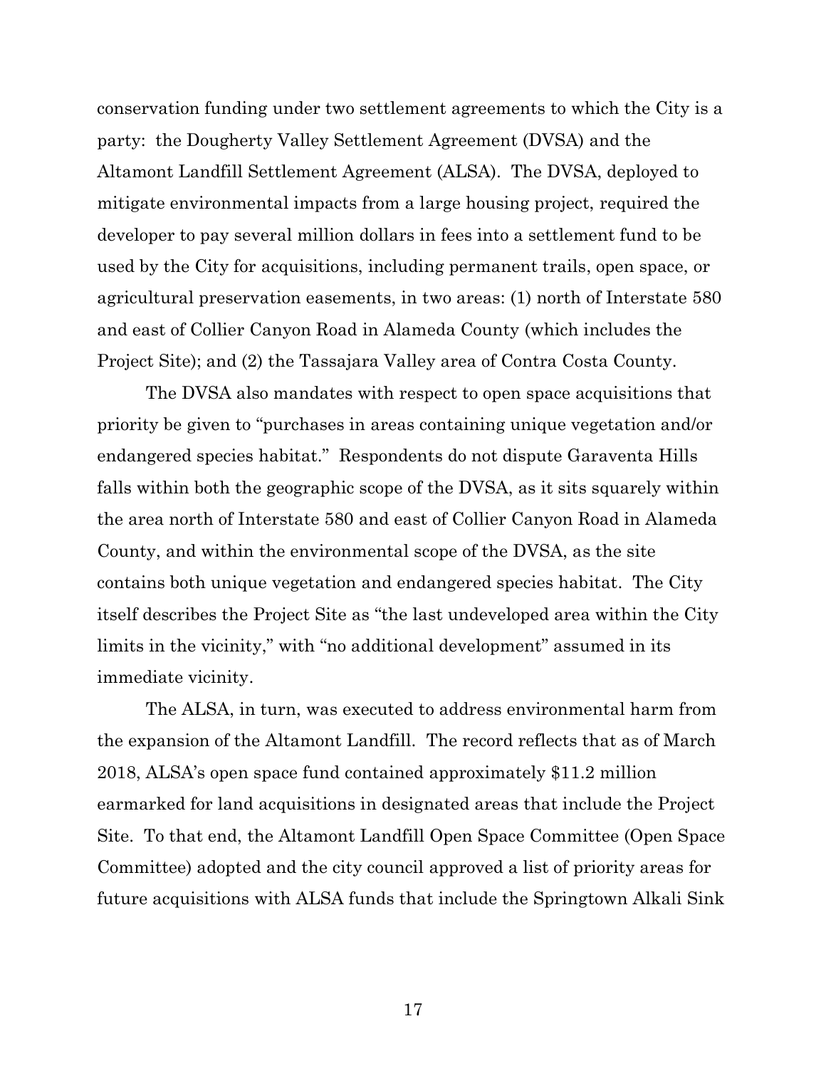conservation funding under two settlement agreements to which the City is a party: the Dougherty Valley Settlement Agreement (DVSA) and the Altamont Landfill Settlement Agreement (ALSA). The DVSA, deployed to mitigate environmental impacts from a large housing project, required the developer to pay several million dollars in fees into a settlement fund to be used by the City for acquisitions, including permanent trails, open space, or agricultural preservation easements, in two areas: (1) north of Interstate 580 and east of Collier Canyon Road in Alameda County (which includes the Project Site); and (2) the Tassajara Valley area of Contra Costa County.

The DVSA also mandates with respect to open space acquisitions that priority be given to "purchases in areas containing unique vegetation and/or endangered species habitat." Respondents do not dispute Garaventa Hills falls within both the geographic scope of the DVSA, as it sits squarely within the area north of Interstate 580 and east of Collier Canyon Road in Alameda County, and within the environmental scope of the DVSA, as the site contains both unique vegetation and endangered species habitat. The City itself describes the Project Site as "the last undeveloped area within the City limits in the vicinity," with "no additional development" assumed in its immediate vicinity.

The ALSA, in turn, was executed to address environmental harm from the expansion of the Altamont Landfill. The record reflects that as of March 2018, ALSA's open space fund contained approximately $11.2 million earmarked for land acquisitions in designated areas that include the Project Site. To that end, the Altamont Landfill Open Space Committee (Open Space Committee) adopted and the city council approved a list of priority areas for future acquisitions with ALSA funds that include the Springtown Alkali Sink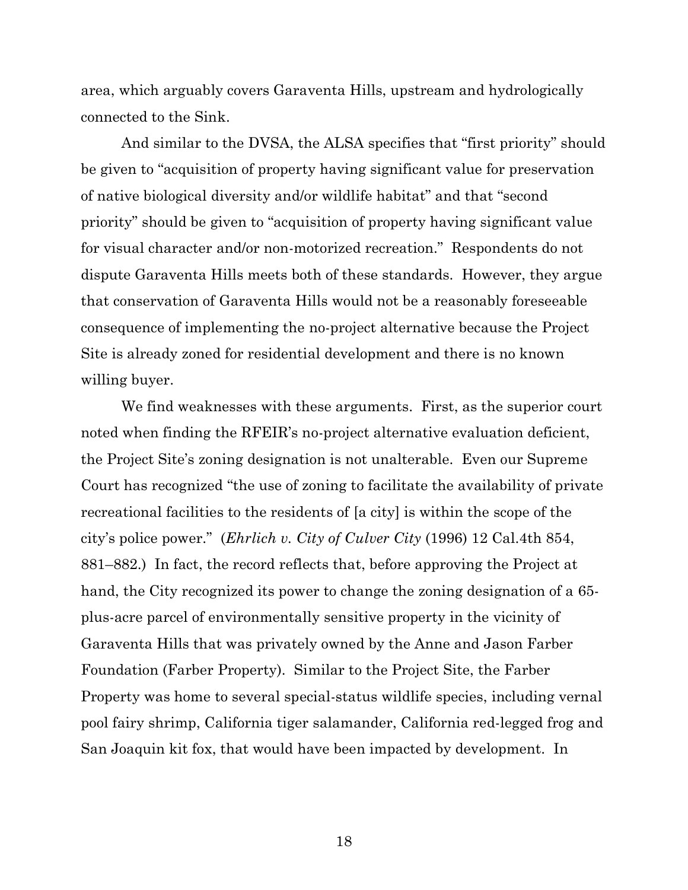area, which arguably covers Garaventa Hills, upstream and hydrologically connected to the Sink.

And similar to the DVSA, the ALSA specifies that "first priority" should be given to "acquisition of property having significant value for preservation of native biological diversity and/or wildlife habitat" and that "second priority" should be given to "acquisition of property having significant value for visual character and/or non-motorized recreation." Respondents do not dispute Garaventa Hills meets both of these standards. However, they argue that conservation of Garaventa Hills would not be a reasonably foreseeable consequence of implementing the no-project alternative because the Project Site is already zoned for residential development and there is no known willing buyer.

We find weaknesses with these arguments. First, as the superior court noted when finding the RFEIR's no-project alternative evaluation deficient, the Project Site's zoning designation is not unalterable. Even our Supreme Court has recognized "the use of zoning to facilitate the availability of private recreational facilities to the residents of [a city] is within the scope of the city's police power." (*Ehrlich v. City of Culver City* (1996) 12 Cal.4th 854, 881–882.) In fact, the record reflects that, before approving the Project at hand, the City recognized its power to change the zoning designation of a 65-plus-acre parcel of environmentally sensitive property in the vicinity of Garaventa Hills that was privately owned by the Anne and Jason Farber Foundation (Farber Property). Similar to the Project Site, the Farber Property was home to several special-status wildlife species, including vernal pool fairy shrimp, California tiger salamander, California red-legged frog and San Joaquin kit fox, that would have been impacted by development. In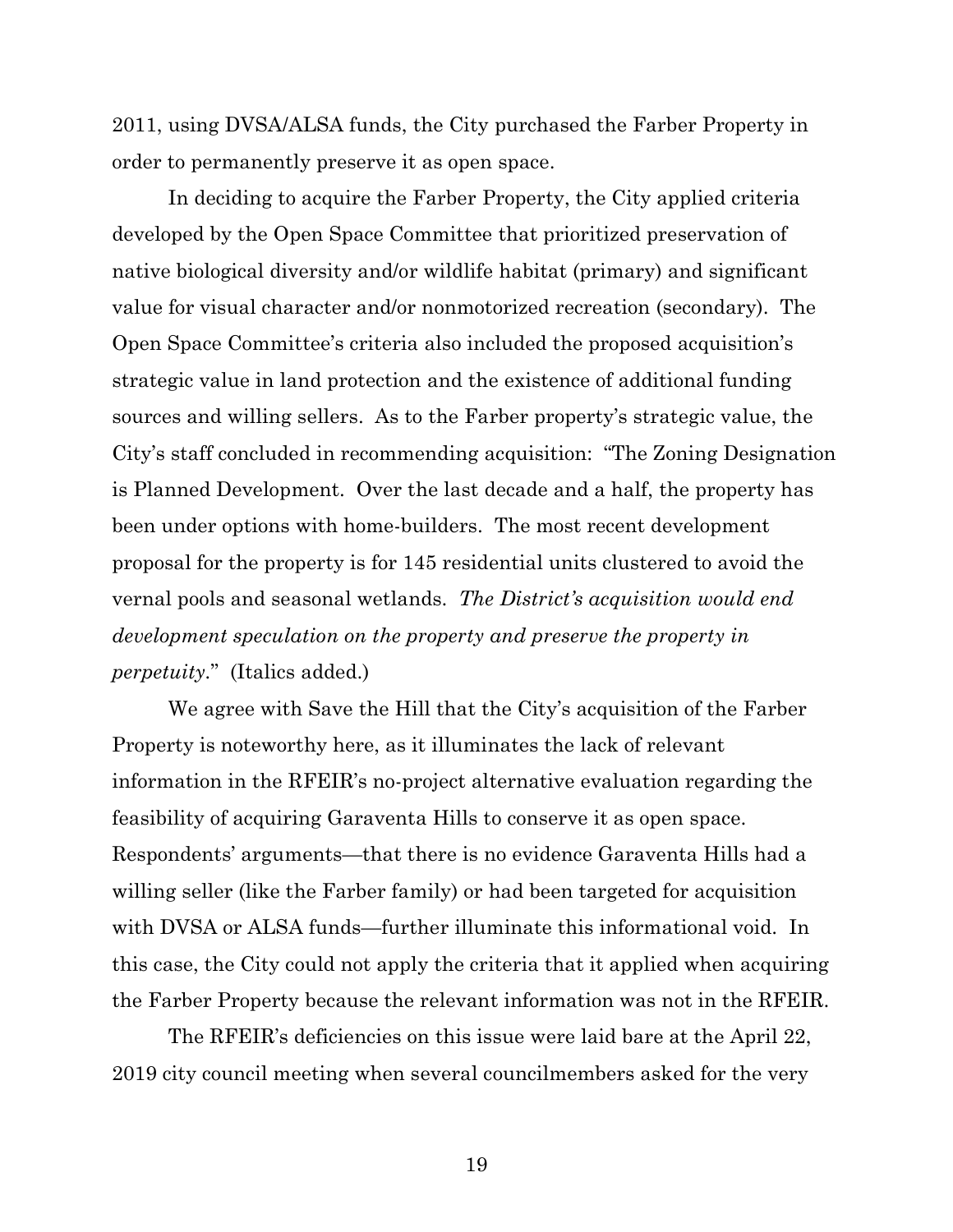2011, using DVSA/ALSA funds, the City purchased the Farber Property in order to permanently preserve it as open space.

In deciding to acquire the Farber Property, the City applied criteria developed by the Open Space Committee that prioritized preservation of native biological diversity and/or wildlife habitat (primary) and significant value for visual character and/or nonmotorized recreation (secondary). The Open Space Committee's criteria also included the proposed acquisition's strategic value in land protection and the existence of additional funding sources and willing sellers. As to the Farber property's strategic value, the City's staff concluded in recommending acquisition: "The Zoning Designation is Planned Development. Over the last decade and a half, the property has been under options with home-builders. The most recent development proposal for the property is for 145 residential units clustered to avoid the vernal pools and seasonal wetlands. *The District's acquisition would end development speculation on the property and preserve the property in perpetuity*." (Italics added.)

We agree with Save the Hill that the City's acquisition of the Farber Property is noteworthy here, as it illuminates the lack of relevant information in the RFEIR's no-project alternative evaluation regarding the feasibility of acquiring Garaventa Hills to conserve it as open space. Respondents' arguments—that there is no evidence Garaventa Hills had a willing seller (like the Farber family) or had been targeted for acquisition with DVSA or ALSA funds—further illuminate this informational void. In this case, the City could not apply the criteria that it applied when acquiring the Farber Property because the relevant information was not in the RFEIR.

The RFEIR's deficiencies on this issue were laid bare at the April 22, 2019 city council meeting when several councilmembers asked for the very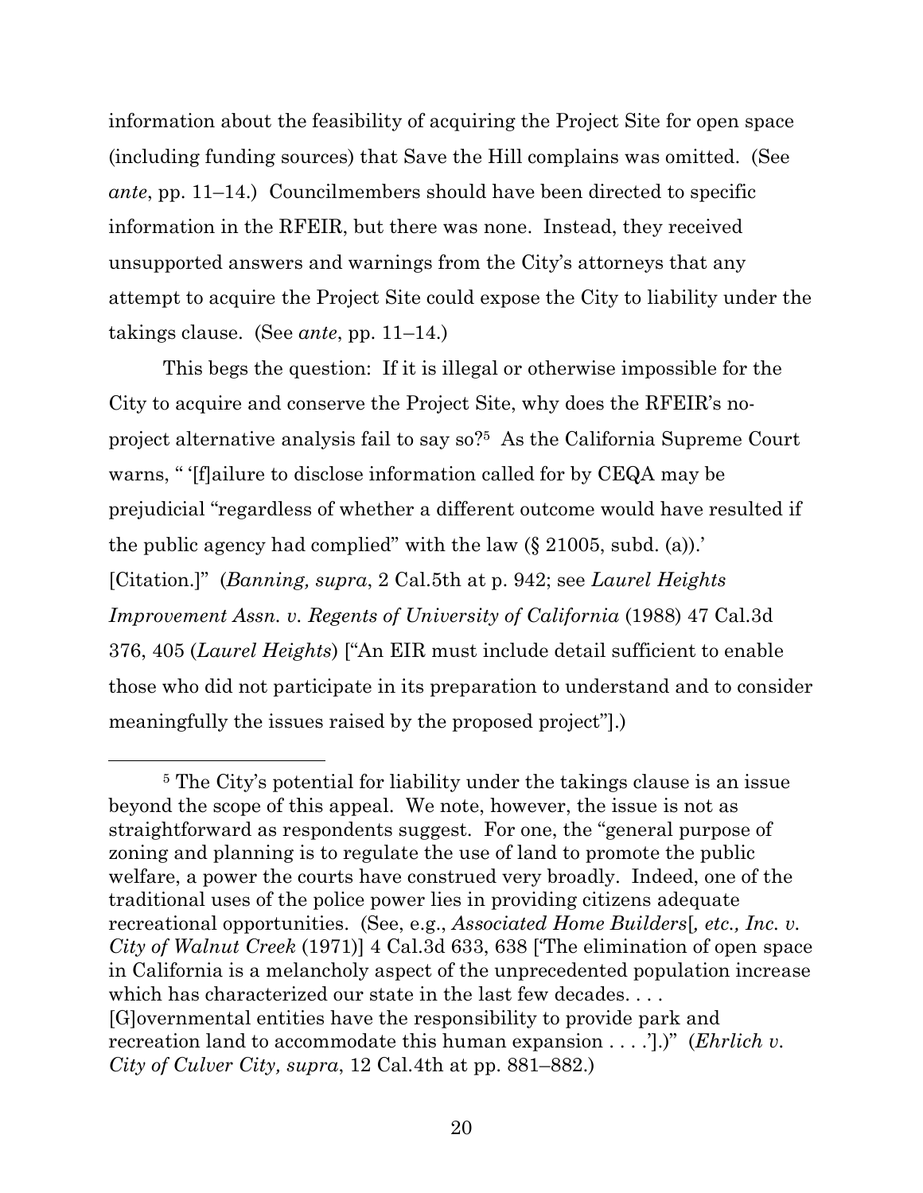information about the feasibility of acquiring the Project Site for open space (including funding sources) that Save the Hill complains was omitted. (See *ante*, pp. 11–14.) Councilmembers should have been directed to specific information in the RFEIR, but there was none. Instead, they received unsupported answers and warnings from the City's attorneys that any attempt to acquire the Project Site could expose the City to liability under the takings clause. (See *ante*, pp. 11–14.)

This begs the question: If it is illegal or otherwise impossible for the City to acquire and conserve the Project Site, why does the RFEIR's no-project alternative analysis fail to say so?[5] As the California Supreme Court warns, " '[f]ailure to disclose information called for by CEQA may be prejudicial "regardless of whether a different outcome would have resulted if the public agency had complied" with the law (§ 21005, subd. (a)).' [Citation.]" (*Banning, supra*, 2 Cal.5th at p. 942; see *Laurel Heights Improvement Assn. v. Regents of University of California* (1988) 47 Cal.3d 376, 405 (*Laurel Heights*) ["An EIR must include detail sufficient to enable those who did not participate in its preparation to understand and to consider meaningfully the issues raised by the proposed project"].)

---

[5] The City's potential for liability under the takings clause is an issue beyond the scope of this appeal. We note, however, the issue is not as straightforward as respondents suggest. For one, the "general purpose of zoning and planning is to regulate the use of land to promote the public welfare, a power the courts have construed very broadly. Indeed, one of the traditional uses of the police power lies in providing citizens adequate recreational opportunities. (See, e.g., *Associated Home Builders*[*, etc., Inc. v. City of Walnut Creek* (1971)] 4 Cal.3d 633, 638 ['The elimination of open space in California is a melancholy aspect of the unprecedented population increase which has characterized our state in the last few decades. . . . [G]overnmental entities have the responsibility to provide park and recreation land to accommodate this human expansion . . . .'].)" (*Ehrlich v. City of Culver City, supra*, 12 Cal.4th at pp. 881–882.)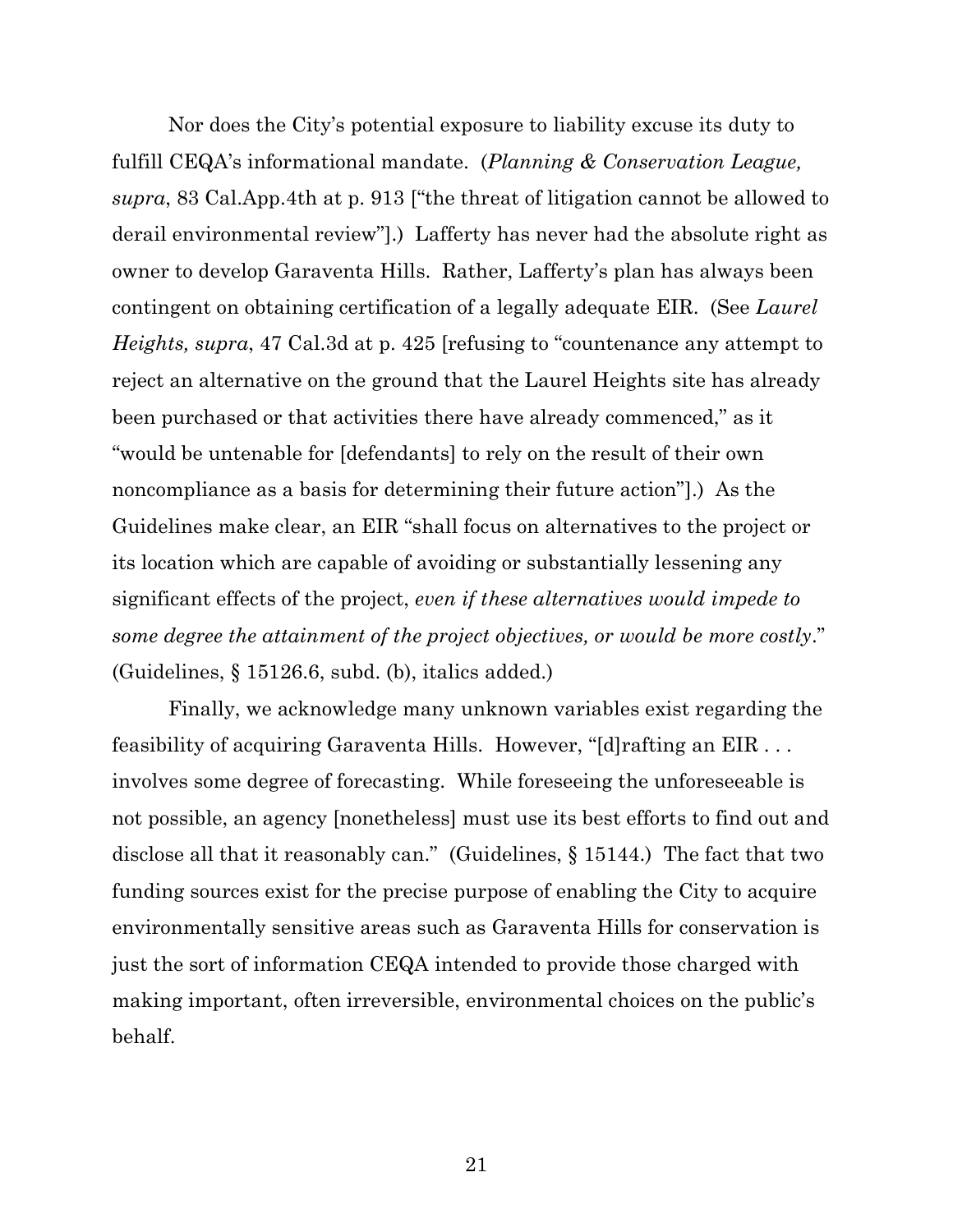Nor does the City's potential exposure to liability excuse its duty to fulfill CEQA's informational mandate. (*Planning & Conservation League, supra*, 83 Cal.App.4th at p. 913 ["the threat of litigation cannot be allowed to derail environmental review"].) Lafferty has never had the absolute right as owner to develop Garaventa Hills. Rather, Lafferty's plan has always been contingent on obtaining certification of a legally adequate EIR. (See *Laurel Heights, supra*, 47 Cal.3d at p. 425 [refusing to "countenance any attempt to reject an alternative on the ground that the Laurel Heights site has already been purchased or that activities there have already commenced," as it "would be untenable for [defendants] to rely on the result of their own noncompliance as a basis for determining their future action"].) As the Guidelines make clear, an EIR "shall focus on alternatives to the project or its location which are capable of avoiding or substantially lessening any significant effects of the project, *even if these alternatives would impede to some degree the attainment of the project objectives, or would be more costly*." (Guidelines, § 15126.6, subd. (b), italics added.)

Finally, we acknowledge many unknown variables exist regarding the feasibility of acquiring Garaventa Hills. However, "[d]rafting an EIR . . . involves some degree of forecasting. While foreseeing the unforeseeable is not possible, an agency [nonetheless] must use its best efforts to find out and disclose all that it reasonably can." (Guidelines, § 15144.) The fact that two funding sources exist for the precise purpose of enabling the City to acquire environmentally sensitive areas such as Garaventa Hills for conservation is just the sort of information CEQA intended to provide those charged with making important, often irreversible, environmental choices on the public's behalf.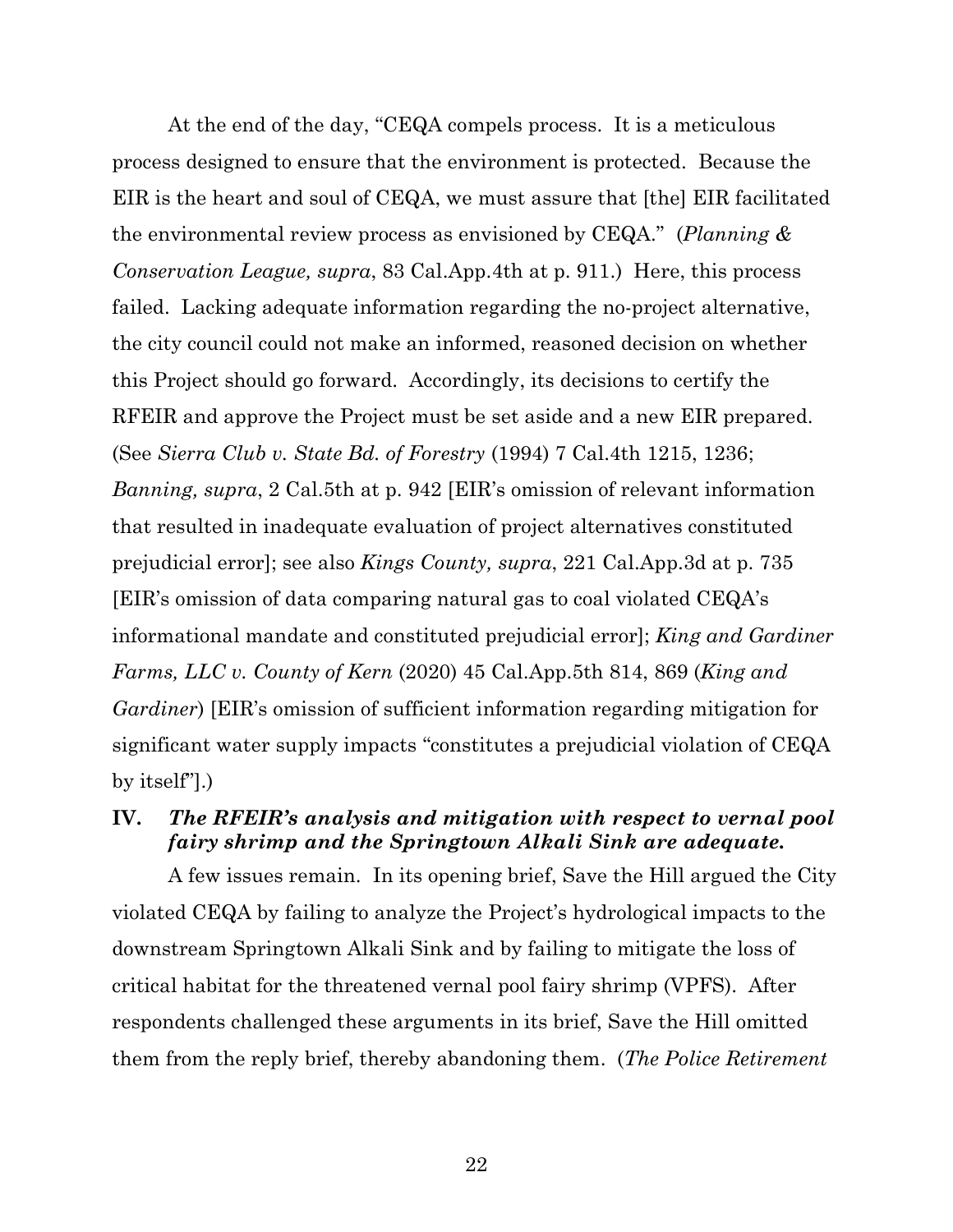At the end of the day, "CEQA compels process. It is a meticulous process designed to ensure that the environment is protected. Because the EIR is the heart and soul of CEQA, we must assure that [the] EIR facilitated the environmental review process as envisioned by CEQA." (*Planning & Conservation League, supra*, 83 Cal.App.4th at p. 911.) Here, this process failed. Lacking adequate information regarding the no-project alternative, the city council could not make an informed, reasoned decision on whether this Project should go forward. Accordingly, its decisions to certify the RFEIR and approve the Project must be set aside and a new EIR prepared. (See *Sierra Club v. State Bd. of Forestry* (1994) 7 Cal.4th 1215, 1236; *Banning, supra*, 2 Cal.5th at p. 942 [EIR's omission of relevant information that resulted in inadequate evaluation of project alternatives constituted prejudicial error]; see also *Kings County, supra*, 221 Cal.App.3d at p. 735 [EIR's omission of data comparing natural gas to coal violated CEQA's informational mandate and constituted prejudicial error]; *King and Gardiner Farms, LLC v. County of Kern* (2020) 45 Cal.App.5th 814, 869 (*King and Gardiner*) [EIR's omission of sufficient information regarding mitigation for significant water supply impacts "constitutes a prejudicial violation of CEQA by itself"].)

## IV. *The RFEIR's analysis and mitigation with respect to vernal pool fairy shrimp and the Springtown Alkali Sink are adequate.*

A few issues remain. In its opening brief, Save the Hill argued the City violated CEQA by failing to analyze the Project's hydrological impacts to the downstream Springtown Alkali Sink and by failing to mitigate the loss of critical habitat for the threatened vernal pool fairy shrimp (VPFS). After respondents challenged these arguments in its brief, Save the Hill omitted them from the reply brief, thereby abandoning them. (*The Police Retirement*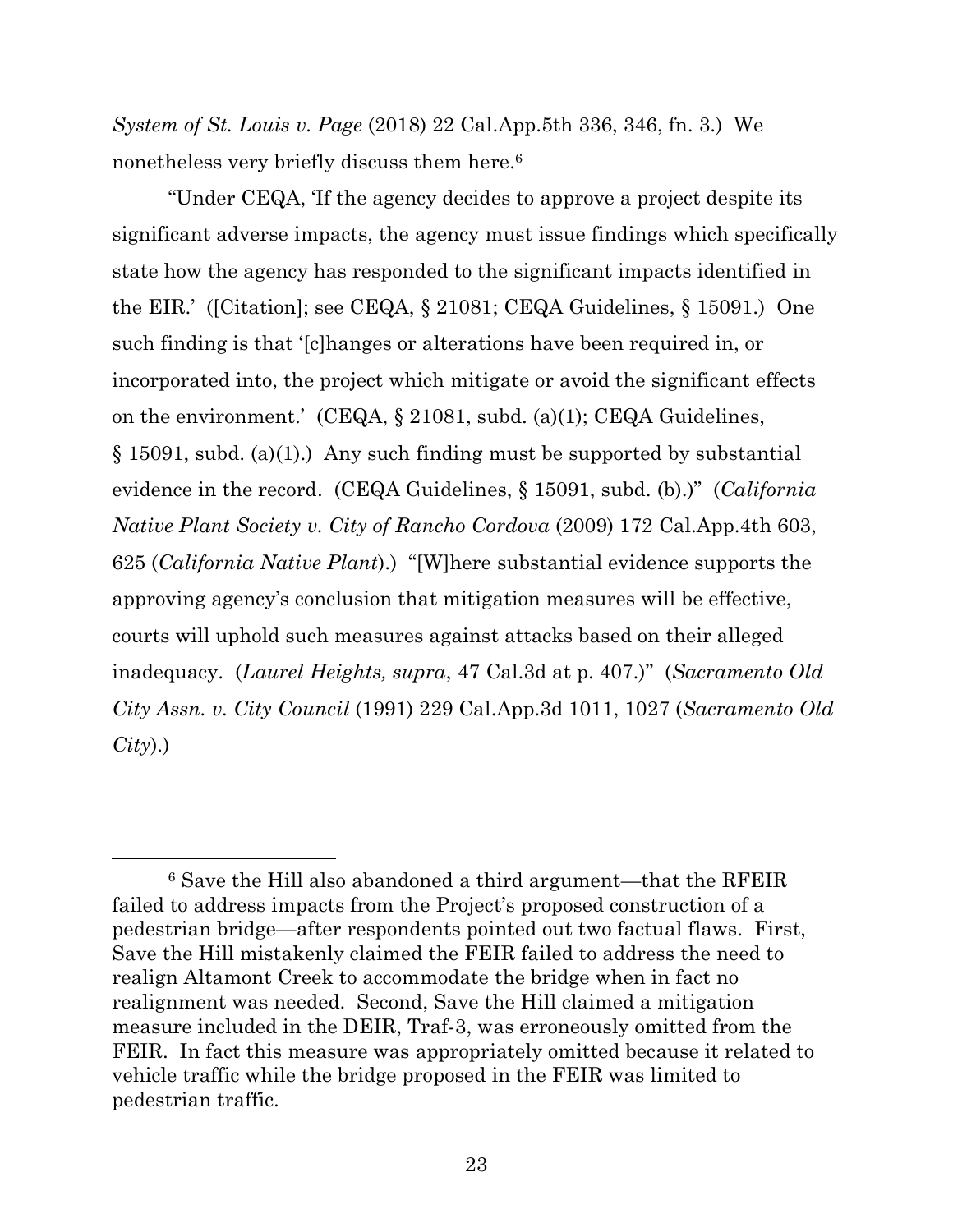*System of St. Louis v. Page* (2018) 22 Cal.App.5th 336, 346, fn. 3.) We nonetheless very briefly discuss them here.[6]

"Under CEQA, 'If the agency decides to approve a project despite its significant adverse impacts, the agency must issue findings which specifically state how the agency has responded to the significant impacts identified in the EIR.' ([Citation]; see CEQA, § 21081; CEQA Guidelines, § 15091.) One such finding is that '[c]hanges or alterations have been required in, or incorporated into, the project which mitigate or avoid the significant effects on the environment.' (CEQA, § 21081, subd. (a)(1); CEQA Guidelines, § 15091, subd. (a)(1).) Any such finding must be supported by substantial evidence in the record. (CEQA Guidelines, § 15091, subd. (b).)" (*California Native Plant Society v. City of Rancho Cordova* (2009) 172 Cal.App.4th 603, 625 (*California Native Plant*).) "[W]here substantial evidence supports the approving agency's conclusion that mitigation measures will be effective, courts will uphold such measures against attacks based on their alleged inadequacy. (*Laurel Heights, supra*, 47 Cal.3d at p. 407.)" (*Sacramento Old City Assn. v. City Council* (1991) 229 Cal.App.3d 1011, 1027 (*Sacramento Old City*).)

---

[6] Save the Hill also abandoned a third argument—that the RFEIR failed to address impacts from the Project's proposed construction of a pedestrian bridge—after respondents pointed out two factual flaws. First, Save the Hill mistakenly claimed the FEIR failed to address the need to realign Altamont Creek to accommodate the bridge when in fact no realignment was needed. Second, Save the Hill claimed a mitigation measure included in the DEIR, Traf-3, was erroneously omitted from the FEIR. In fact this measure was appropriately omitted because it related to vehicle traffic while the bridge proposed in the FEIR was limited to pedestrian traffic.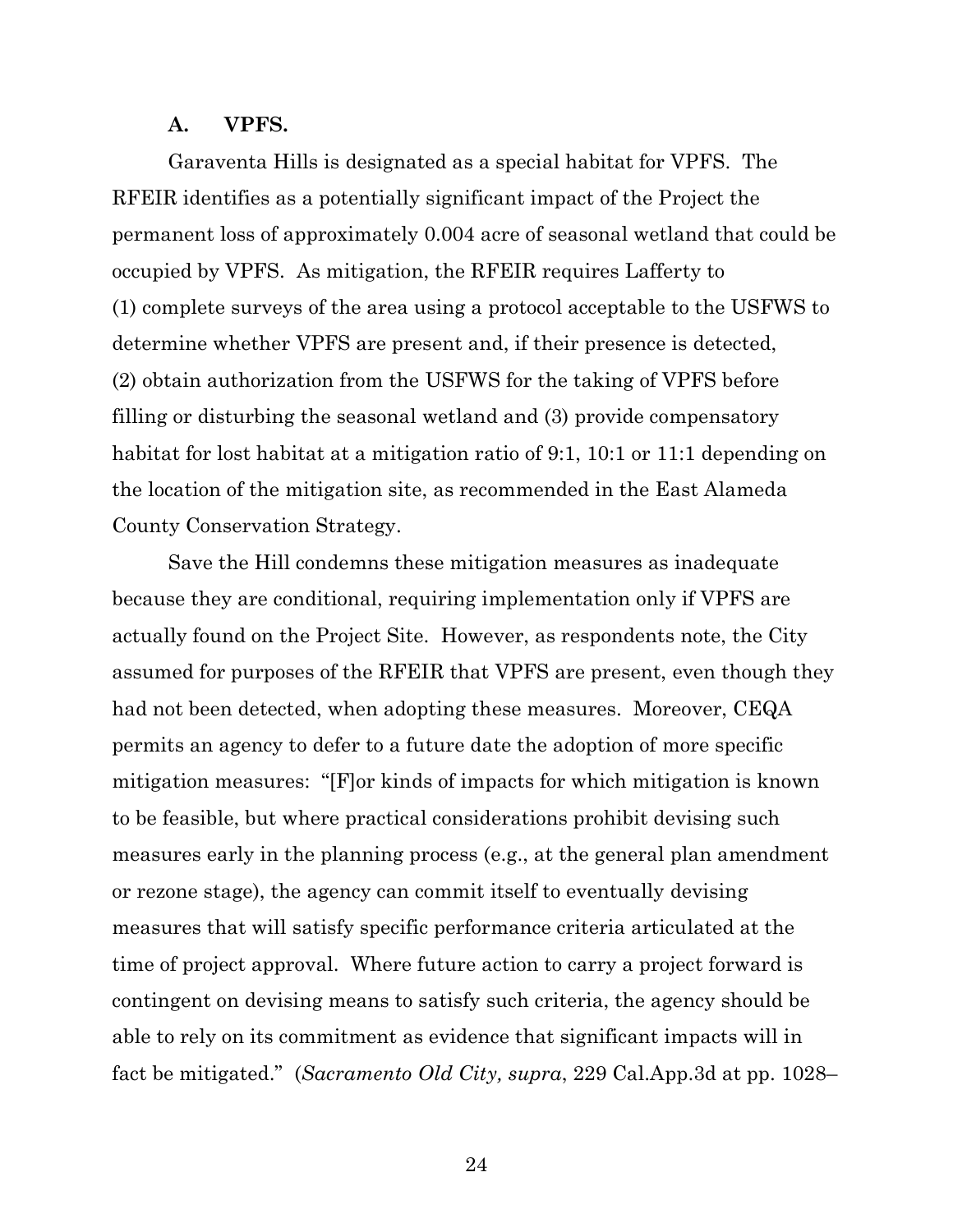### A. VPFS.

Garaventa Hills is designated as a special habitat for VPFS. The RFEIR identifies as a potentially significant impact of the Project the permanent loss of approximately 0.004 acre of seasonal wetland that could be occupied by VPFS. As mitigation, the RFEIR requires Lafferty to (1) complete surveys of the area using a protocol acceptable to the USFWS to determine whether VPFS are present and, if their presence is detected, (2) obtain authorization from the USFWS for the taking of VPFS before filling or disturbing the seasonal wetland and (3) provide compensatory habitat for lost habitat at a mitigation ratio of 9:1, 10:1 or 11:1 depending on the location of the mitigation site, as recommended in the East Alameda County Conservation Strategy.

Save the Hill condemns these mitigation measures as inadequate because they are conditional, requiring implementation only if VPFS are actually found on the Project Site. However, as respondents note, the City assumed for purposes of the RFEIR that VPFS are present, even though they had not been detected, when adopting these measures. Moreover, CEQA permits an agency to defer to a future date the adoption of more specific mitigation measures: "[F]or kinds of impacts for which mitigation is known to be feasible, but where practical considerations prohibit devising such measures early in the planning process (e.g., at the general plan amendment or rezone stage), the agency can commit itself to eventually devising measures that will satisfy specific performance criteria articulated at the time of project approval. Where future action to carry a project forward is contingent on devising means to satisfy such criteria, the agency should be able to rely on its commitment as evidence that significant impacts will in fact be mitigated." (*Sacramento Old City, supra*, 229 Cal.App.3d at pp. 1028–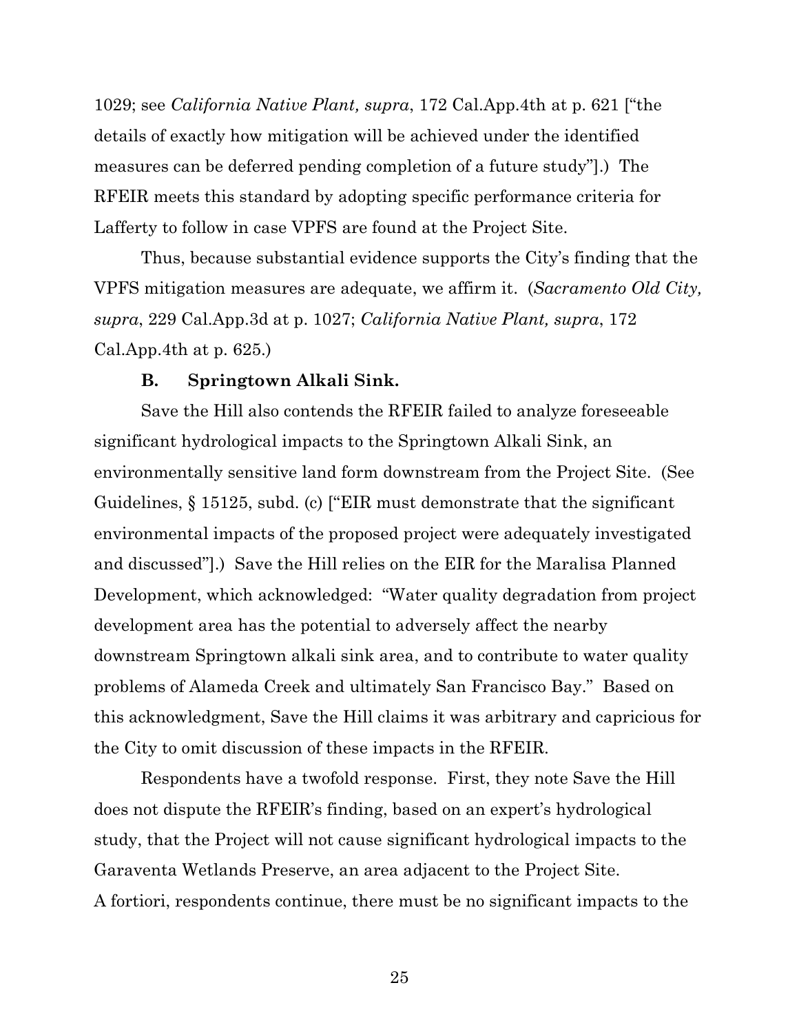1029; see *California Native Plant, supra*, 172 Cal.App.4th at p. 621 ["the details of exactly how mitigation will be achieved under the identified measures can be deferred pending completion of a future study"].) The RFEIR meets this standard by adopting specific performance criteria for Lafferty to follow in case VPFS are found at the Project Site.

Thus, because substantial evidence supports the City's finding that the VPFS mitigation measures are adequate, we affirm it. (*Sacramento Old City, supra*, 229 Cal.App.3d at p. 1027; *California Native Plant, supra*, 172 Cal.App.4th at p. 625.)

**B. Springtown Alkali Sink.**

Save the Hill also contends the RFEIR failed to analyze foreseeable significant hydrological impacts to the Springtown Alkali Sink, an environmentally sensitive land form downstream from the Project Site. (See Guidelines, § 15125, subd. (c) ["EIR must demonstrate that the significant environmental impacts of the proposed project were adequately investigated and discussed"].) Save the Hill relies on the EIR for the Maralisa Planned Development, which acknowledged: "Water quality degradation from project development area has the potential to adversely affect the nearby downstream Springtown alkali sink area, and to contribute to water quality problems of Alameda Creek and ultimately San Francisco Bay." Based on this acknowledgment, Save the Hill claims it was arbitrary and capricious for the City to omit discussion of these impacts in the RFEIR.

Respondents have a twofold response. First, they note Save the Hill does not dispute the RFEIR's finding, based on an expert's hydrological study, that the Project will not cause significant hydrological impacts to the Garaventa Wetlands Preserve, an area adjacent to the Project Site. A fortiori, respondents continue, there must be no significant impacts to the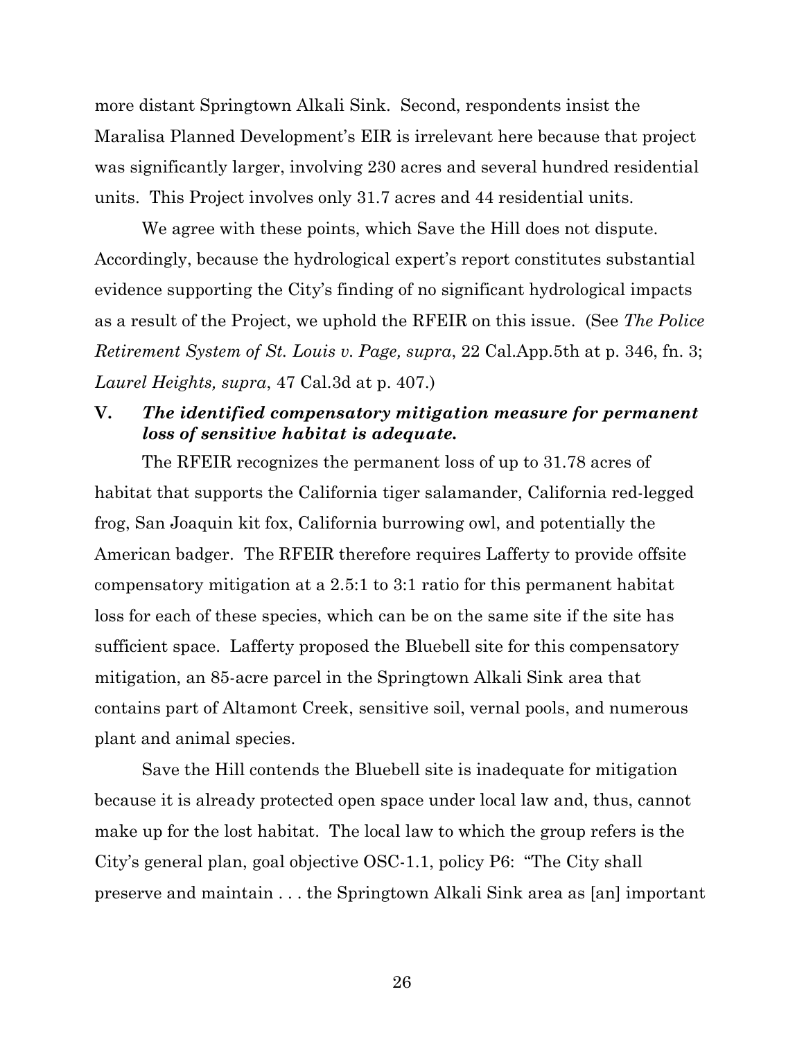more distant Springtown Alkali Sink. Second, respondents insist the Maralisa Planned Development's EIR is irrelevant here because that project was significantly larger, involving 230 acres and several hundred residential units. This Project involves only 31.7 acres and 44 residential units.

We agree with these points, which Save the Hill does not dispute. Accordingly, because the hydrological expert's report constitutes substantial evidence supporting the City's finding of no significant hydrological impacts as a result of the Project, we uphold the RFEIR on this issue. (See *The Police Retirement System of St. Louis v. Page, supra*, 22 Cal.App.5th at p. 346, fn. 3; *Laurel Heights, supra*, 47 Cal.3d at p. 407.)

## V. *The identified compensatory mitigation measure for permanent loss of sensitive habitat is adequate.*

The RFEIR recognizes the permanent loss of up to 31.78 acres of habitat that supports the California tiger salamander, California red-legged frog, San Joaquin kit fox, California burrowing owl, and potentially the American badger. The RFEIR therefore requires Lafferty to provide offsite compensatory mitigation at a 2.5:1 to 3:1 ratio for this permanent habitat loss for each of these species, which can be on the same site if the site has sufficient space. Lafferty proposed the Bluebell site for this compensatory mitigation, an 85-acre parcel in the Springtown Alkali Sink area that contains part of Altamont Creek, sensitive soil, vernal pools, and numerous plant and animal species.

Save the Hill contends the Bluebell site is inadequate for mitigation because it is already protected open space under local law and, thus, cannot make up for the lost habitat. The local law to which the group refers is the City's general plan, goal objective OSC-1.1, policy P6: "The City shall preserve and maintain . . . the Springtown Alkali Sink area as [an] important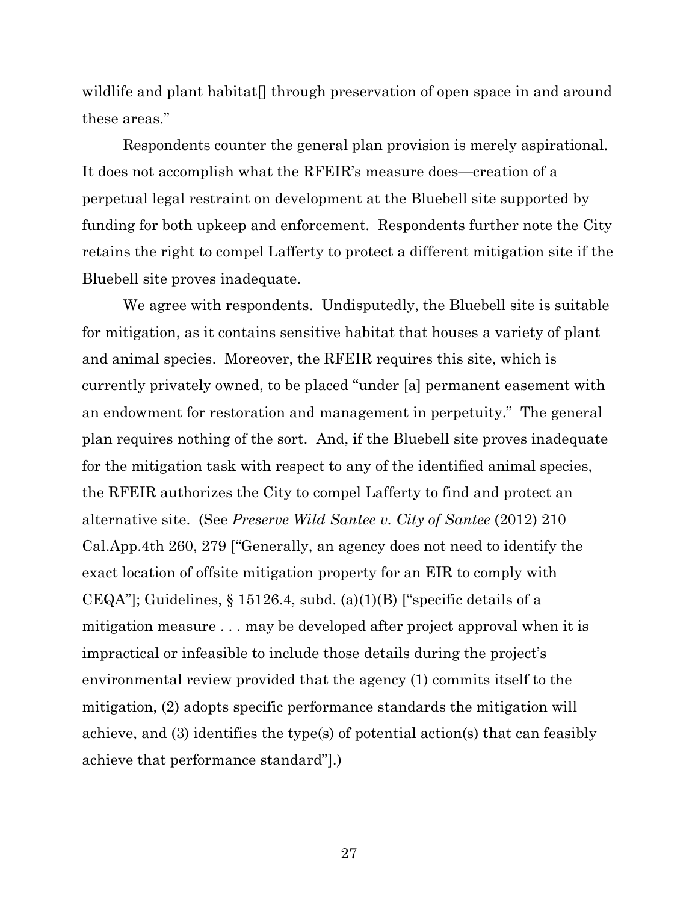wildlife and plant habitat[] through preservation of open space in and around these areas."

Respondents counter the general plan provision is merely aspirational. It does not accomplish what the RFEIR's measure does—creation of a perpetual legal restraint on development at the Bluebell site supported by funding for both upkeep and enforcement. Respondents further note the City retains the right to compel Lafferty to protect a different mitigation site if the Bluebell site proves inadequate.

We agree with respondents. Undisputedly, the Bluebell site is suitable for mitigation, as it contains sensitive habitat that houses a variety of plant and animal species. Moreover, the RFEIR requires this site, which is currently privately owned, to be placed "under [a] permanent easement with an endowment for restoration and management in perpetuity." The general plan requires nothing of the sort. And, if the Bluebell site proves inadequate for the mitigation task with respect to any of the identified animal species, the RFEIR authorizes the City to compel Lafferty to find and protect an alternative site. (See *Preserve Wild Santee v. City of Santee* (2012) 210 Cal.App.4th 260, 279 ["Generally, an agency does not need to identify the exact location of offsite mitigation property for an EIR to comply with CEQA"]; Guidelines, § 15126.4, subd. (a)(1)(B) ["specific details of a mitigation measure . . . may be developed after project approval when it is impractical or infeasible to include those details during the project's environmental review provided that the agency (1) commits itself to the mitigation, (2) adopts specific performance standards the mitigation will achieve, and (3) identifies the type(s) of potential action(s) that can feasibly achieve that performance standard"].)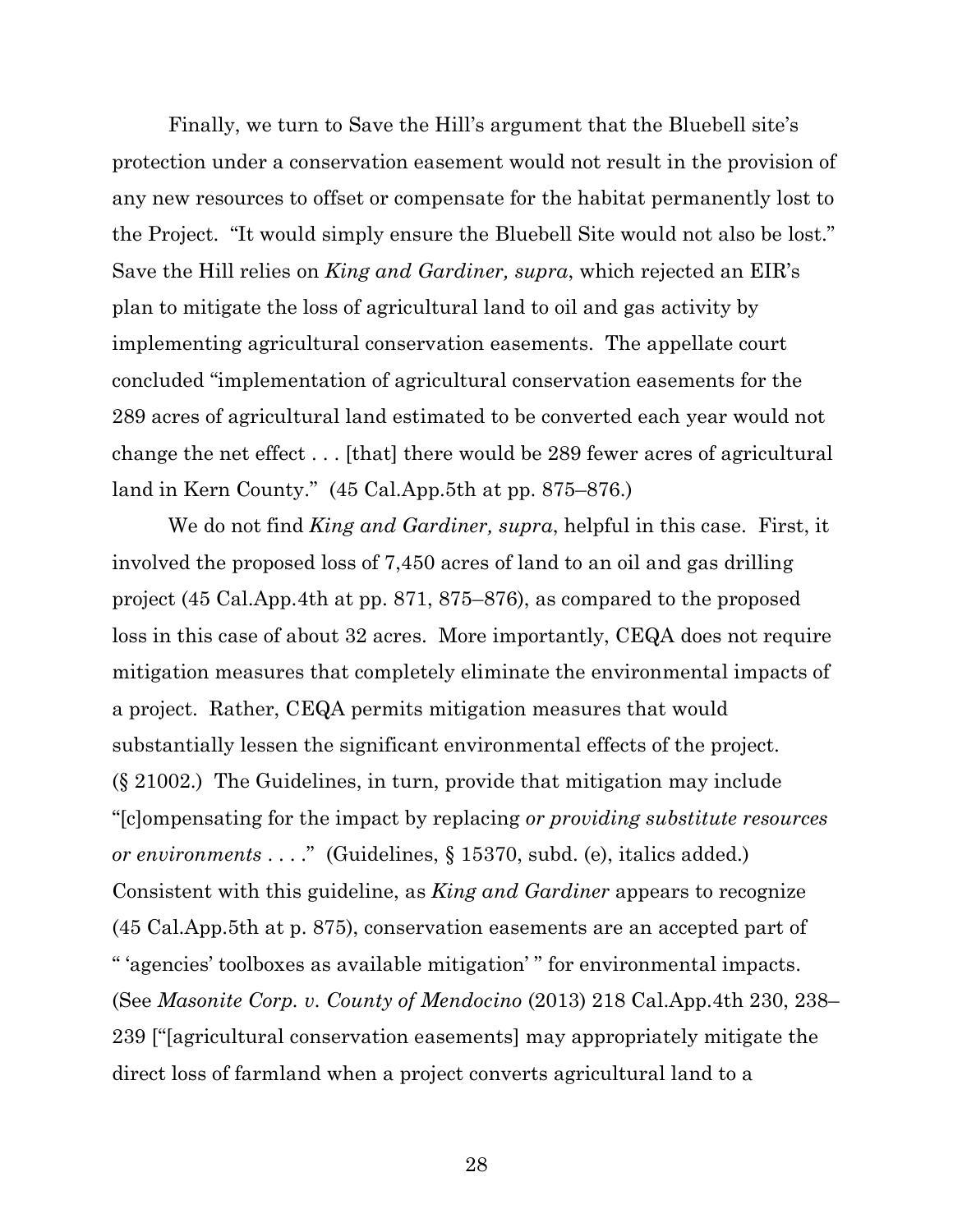Finally, we turn to Save the Hill's argument that the Bluebell site's protection under a conservation easement would not result in the provision of any new resources to offset or compensate for the habitat permanently lost to the Project. "It would simply ensure the Bluebell Site would not also be lost." Save the Hill relies on *King and Gardiner, supra*, which rejected an EIR's plan to mitigate the loss of agricultural land to oil and gas activity by implementing agricultural conservation easements. The appellate court concluded "implementation of agricultural conservation easements for the 289 acres of agricultural land estimated to be converted each year would not change the net effect . . . [that] there would be 289 fewer acres of agricultural land in Kern County." (45 Cal.App.5th at pp. 875–876.)

We do not find *King and Gardiner, supra*, helpful in this case. First, it involved the proposed loss of 7,450 acres of land to an oil and gas drilling project (45 Cal.App.4th at pp. 871, 875–876), as compared to the proposed loss in this case of about 32 acres. More importantly, CEQA does not require mitigation measures that completely eliminate the environmental impacts of a project. Rather, CEQA permits mitigation measures that would substantially lessen the significant environmental effects of the project. (§ 21002.) The Guidelines, in turn, provide that mitigation may include "[c]ompensating for the impact by replacing *or providing substitute resources or environments* . . . ." (Guidelines, § 15370, subd. (e), italics added.) Consistent with this guideline, as *King and Gardiner* appears to recognize (45 Cal.App.5th at p. 875), conservation easements are an accepted part of " 'agencies' toolboxes as available mitigation' " for environmental impacts. (See *Masonite Corp. v. County of Mendocino* (2013) 218 Cal.App.4th 230, 238–239 ["[agricultural conservation easements] may appropriately mitigate the direct loss of farmland when a project converts agricultural land to a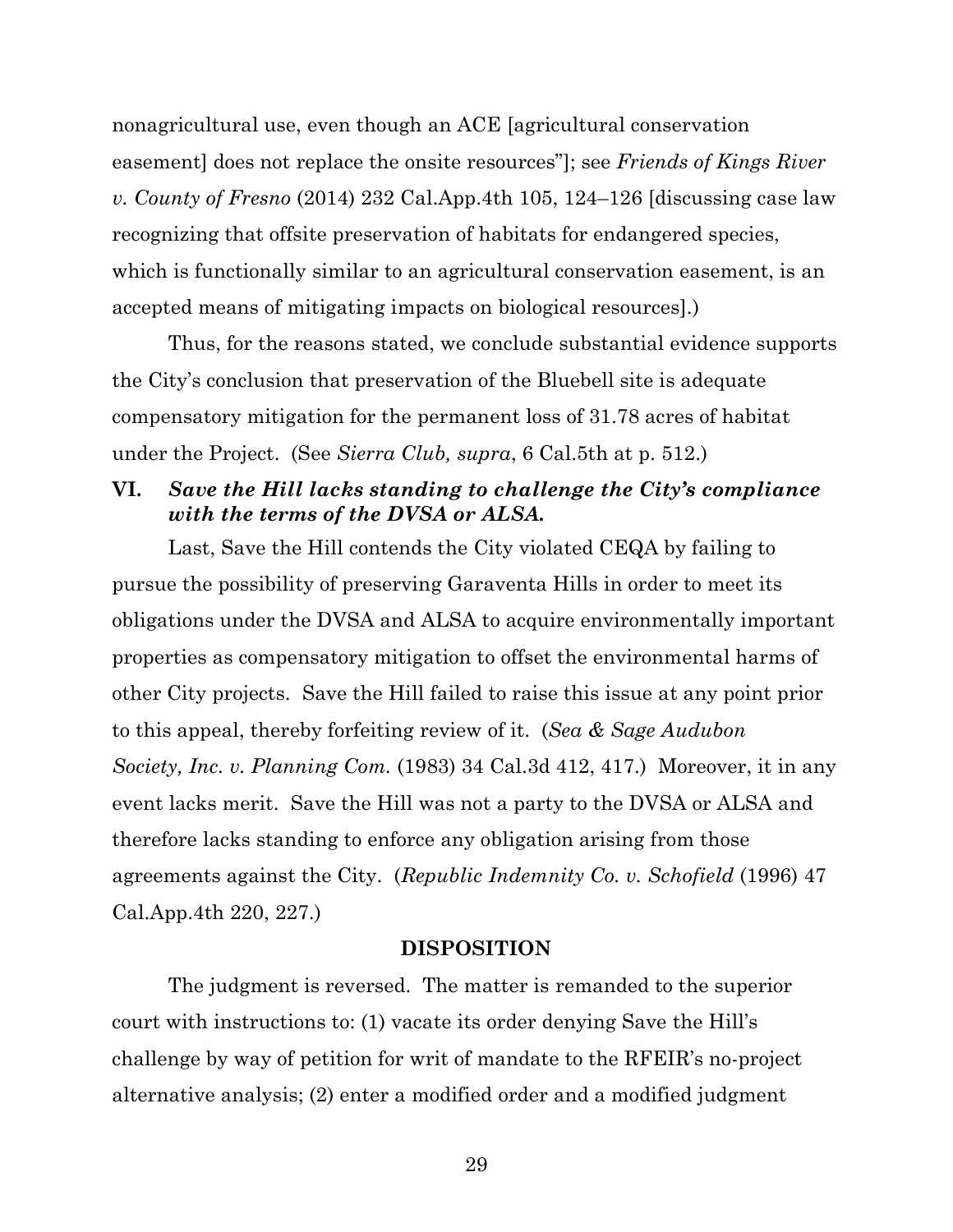nonagricultural use, even though an ACE [agricultural conservation easement] does not replace the onsite resources"]; see *Friends of Kings River v. County of Fresno* (2014) 232 Cal.App.4th 105, 124–126 [discussing case law recognizing that offsite preservation of habitats for endangered species, which is functionally similar to an agricultural conservation easement, is an accepted means of mitigating impacts on biological resources].)

Thus, for the reasons stated, we conclude substantial evidence supports the City's conclusion that preservation of the Bluebell site is adequate compensatory mitigation for the permanent loss of 31.78 acres of habitat under the Project. (See *Sierra Club, supra*, 6 Cal.5th at p. 512.)

### VI. ***Save the Hill lacks standing to challenge the City's compliance with the terms of the DVSA or ALSA.***

Last, Save the Hill contends the City violated CEQA by failing to pursue the possibility of preserving Garaventa Hills in order to meet its obligations under the DVSA and ALSA to acquire environmentally important properties as compensatory mitigation to offset the environmental harms of other City projects. Save the Hill failed to raise this issue at any point prior to this appeal, thereby forfeiting review of it. (*Sea & Sage Audubon Society, Inc. v. Planning Com.* (1983) 34 Cal.3d 412, 417.) Moreover, it in any event lacks merit. Save the Hill was not a party to the DVSA or ALSA and therefore lacks standing to enforce any obligation arising from those agreements against the City. (*Republic Indemnity Co. v. Schofield* (1996) 47 Cal.App.4th 220, 227.)

## DISPOSITION

The judgment is reversed. The matter is remanded to the superior court with instructions to: (1) vacate its order denying Save the Hill's challenge by way of petition for writ of mandate to the RFEIR's no-project alternative analysis; (2) enter a modified order and a modified judgment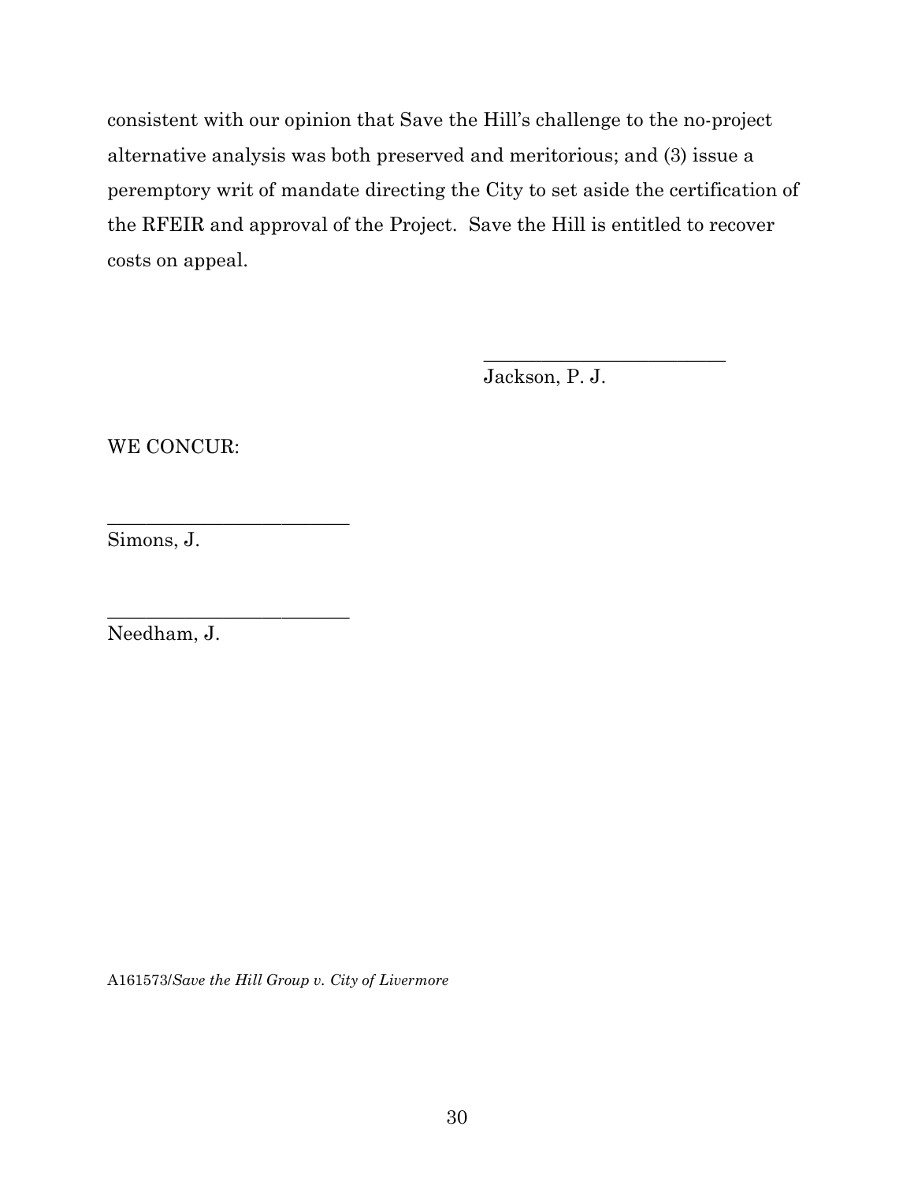consistent with our opinion that Save the Hill's challenge to the no-project alternative analysis was both preserved and meritorious; and (3) issue a peremptory writ of mandate directing the City to set aside the certification of the RFEIR and approval of the Project. Save the Hill is entitled to recover costs on appeal.

_________________________
Jackson, P. J.

WE CONCUR:

_________________________
Simons, J.

_________________________
Needham, J.

A161573/*Save the Hill Group v. City of Livermore*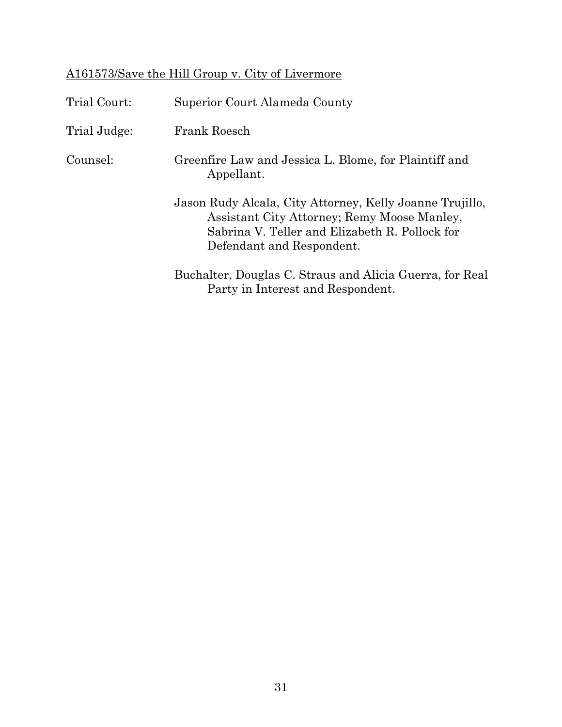A161573/Save the Hill Group v. City of Livermore

Trial Court: Superior Court Alameda County

Trial Judge: Frank Roesch

Counsel: Greenfire Law and Jessica L. Blome, for Plaintiff and Appellant.

Jason Rudy Alcala, City Attorney, Kelly Joanne Trujillo, Assistant City Attorney; Remy Moose Manley, Sabrina V. Teller and Elizabeth R. Pollock for Defendant and Respondent.

Buchalter, Douglas C. Straus and Alicia Guerra, for Real Party in Interest and Respondent.